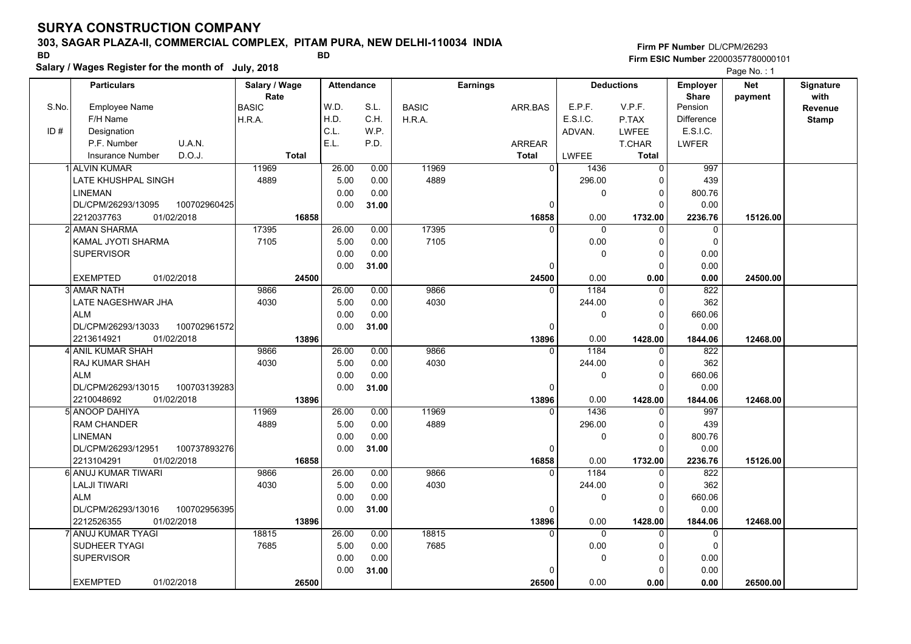# SURYA CONSTRUCTION COMPANY

**303, SAGAR PLAZA-II, COMMERCIAL COMPLEX, PITAM PURA, NEW DELHI-110034 INDIA**

BD BD

**Salary / Wages Register for the month of July, 2018**

**Firm PF Number** DL/CPM/26293
**Firm ESIC Number** 22000357780000101

| S.No. | Particulars (Employee Name / F/H Name / Designation / P.F. Number, U.A.N. / Insurance Number, D.O.J.) | Salary / Wage Rate (BASIC / H.R.A. / Total) | Attendance (W.D. / H.D. / C.L. / E.L.) | Attendance (S.L. / C.H. / W.P. / P.D.) | Earnings (BASIC / H.R.A.) | Earnings (ARR.BAS / ARREAR / Total) | Deductions (E.P.F. / E.S.I.C. / ADVAN. / LWFEE) | Deductions (V.P.F. / P.TAX / LWFEE / T.CHAR / Total) | Employer Share (Pension / Difference / E.S.I.C. / LWFER) | Net payment | Signature with Revenue Stamp |
|---|---|---|---|---|---|---|---|---|---|---|---|
| 1 | ALVIN KUMAR<br>LATE KHUSHPAL SINGH<br>LINEMAN<br>DL/CPM/26293/13095 100702960425<br>2212037763 01/02/2018 | 11969<br>4889<br>16858 | 26.00<br>5.00<br>0.00<br>0.00 | 0.00<br>0.00<br>0.00<br>31.00 | 11969<br>4889 | 0<br>0<br>16858 | 1436<br>296.00<br>0<br>0.00 | 0<br>0<br>0<br>0<br>1732.00 | 997<br>439<br>800.76<br>0.00<br>2236.76 | 15126.00 | |
| 2 | AMAN SHARMA<br>KAMAL JYOTI SHARMA<br>SUPERVISOR<br><br>EXEMPTED 01/02/2018 | 17395<br>7105<br>24500 | 26.00<br>5.00<br>0.00<br>0.00 | 0.00<br>0.00<br>0.00<br>31.00 | 17395<br>7105 | 0<br>0<br>24500 | 0<br>0.00<br>0<br>0.00 | 0<br>0<br>0<br>0<br>0.00 | 0<br>0<br>0.00<br>0.00<br>0.00 | 24500.00 | |
| 3 | AMAR NATH<br>LATE NAGESHWAR JHA<br>ALM<br>DL/CPM/26293/13033 100702961572<br>2213614921 01/02/2018 | 9866<br>4030<br>13896 | 26.00<br>5.00<br>0.00<br>0.00 | 0.00<br>0.00<br>0.00<br>31.00 | 9866<br>4030 | 0<br>0<br>13896 | 1184<br>244.00<br>0<br>0.00 | 0<br>0<br>0<br>0<br>1428.00 | 822<br>362<br>660.06<br>0.00<br>1844.06 | 12468.00 | |
| 4 | ANIL KUMAR SHAH<br>RAJ KUMAR SHAH<br>ALM<br>DL/CPM/26293/13015 100703139283<br>2210048692 01/02/2018 | 9866<br>4030<br>13896 | 26.00<br>5.00<br>0.00<br>0.00 | 0.00<br>0.00<br>0.00<br>31.00 | 9866<br>4030 | 0<br>0<br>13896 | 1184<br>244.00<br>0<br>0.00 | 0<br>0<br>0<br>0<br>1428.00 | 822<br>362<br>660.06<br>0.00<br>1844.06 | 12468.00 | |
| 5 | ANOOP DAHIYA<br>RAM CHANDER<br>LINEMAN<br>DL/CPM/26293/12951 100737893276<br>2213104291 01/02/2018 | 11969<br>4889<br>16858 | 26.00<br>5.00<br>0.00<br>0.00 | 0.00<br>0.00<br>0.00<br>31.00 | 11969<br>4889 | 0<br>0<br>16858 | 1436<br>296.00<br>0<br>0.00 | 0<br>0<br>0<br>0<br>1732.00 | 997<br>439<br>800.76<br>0.00<br>2236.76 | 15126.00 | |
| 6 | ANUJ KUMAR TIWARI<br>LALJI TIWARI<br>ALM<br>DL/CPM/26293/13016 100702956395<br>2212526355 01/02/2018 | 9866<br>4030<br>13896 | 26.00<br>5.00<br>0.00<br>0.00 | 0.00<br>0.00<br>0.00<br>31.00 | 9866<br>4030 | 0<br>0<br>13896 | 1184<br>244.00<br>0<br>0.00 | 0<br>0<br>0<br>0<br>1428.00 | 822<br>362<br>660.06<br>0.00<br>1844.06 | 12468.00 | |
| 7 | ANUJ KUMAR TYAGI<br>SUDHEER TYAGI<br>SUPERVISOR<br><br>EXEMPTED 01/02/2018 | 18815<br>7685<br>26500 | 26.00<br>5.00<br>0.00<br>0.00 | 0.00<br>0.00<br>0.00<br>31.00 | 18815<br>7685 | 0<br>0<br>26500 | 0<br>0.00<br>0<br>0.00 | 0<br>0<br>0<br>0<br>0.00 | 0<br>0<br>0.00<br>0.00<br>0.00 | 26500.00 | |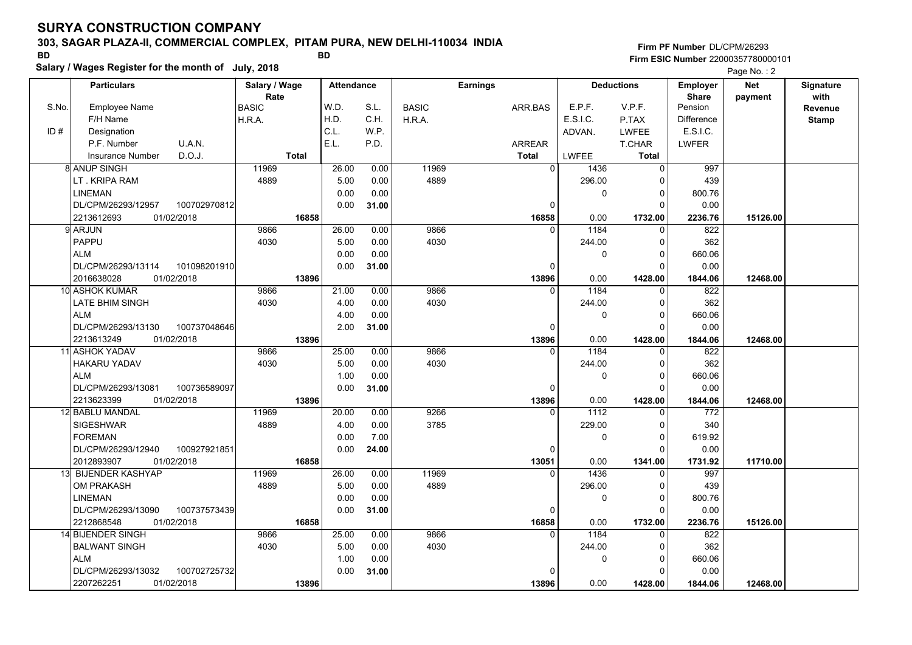# SURYA CONSTRUCTION COMPANY

**303, SAGAR PLAZA-II, COMMERCIAL COMPLEX, PITAM PURA, NEW DELHI-110034 INDIA**

BD BD

**Salary / Wages Register for the month of July, 2018**

**Firm PF Number** DL/CPM/26293
**Firm ESIC Number** 22000357780000101

| S.No. / ID # | Employee Name / F/H Name / Designation / P.F. Number / U.A.N. / Insurance Number / D.O.J. | Salary / Wage Rate: BASIC / H.R.A. / Total | Attendance: W.D. / H.D. / C.L. / E.L. | Attendance: S.L. / C.H. / W.P. / P.D. | Earnings: BASIC / H.R.A. | Earnings: ARR.BAS / ARREAR / Total | Deductions: E.P.F. / E.S.I.C. / ADVAN. / LWFEE | Deductions: V.P.F. / P.TAX / LWFEE / T.CHAR / Total | Employer Share: Pension / Difference / E.S.I.C. / LWFER | Net payment | Signature with Revenue Stamp |
|---|---|---|---|---|---|---|---|---|---|---|---|
| 8 | ANUP SINGH / LT . KRIPA RAM / LINEMAN / DL/CPM/26293/12957 / 100702970812 / 2213612693 / 01/02/2018 | 11969 / 4889 / 16858 | 26.00 / 5.00 / 0.00 / 0.00 | 0.00 / 0.00 / 0.00 / 31.00 | 11969 / 4889 | 0 / 0 / 16858 | 1436 / 296.00 / 0 / 0.00 | 0 / 0 / 0 / 0 / 1732.00 | 997 / 439 / 800.76 / 0.00 / 2236.76 | 15126.00 | |
| 9 | ARJUN / PAPPU / ALM / DL/CPM/26293/13114 / 101098201910 / 2016638028 / 01/02/2018 | 9866 / 4030 / 13896 | 26.00 / 5.00 / 0.00 / 0.00 | 0.00 / 0.00 / 0.00 / 31.00 | 9866 / 4030 | 0 / 0 / 13896 | 1184 / 244.00 / 0 / 0.00 | 0 / 0 / 0 / 0 / 1428.00 | 822 / 362 / 660.06 / 0.00 / 1844.06 | 12468.00 | |
| 10 | ASHOK KUMAR / LATE BHIM SINGH / ALM / DL/CPM/26293/13130 / 100737048646 / 2213613249 / 01/02/2018 | 9866 / 4030 / 13896 | 21.00 / 4.00 / 4.00 / 2.00 | 0.00 / 0.00 / 0.00 / 31.00 | 9866 / 4030 | 0 / 0 / 13896 | 1184 / 244.00 / 0 / 0.00 | 0 / 0 / 0 / 0 / 1428.00 | 822 / 362 / 660.06 / 0.00 / 1844.06 | 12468.00 | |
| 11 | ASHOK YADAV / HAKARU YADAV / ALM / DL/CPM/26293/13081 / 100736589097 / 2213623399 / 01/02/2018 | 9866 / 4030 / 13896 | 25.00 / 5.00 / 1.00 / 0.00 | 0.00 / 0.00 / 0.00 / 31.00 | 9866 / 4030 | 0 / 0 / 13896 | 1184 / 244.00 / 0 / 0.00 | 0 / 0 / 0 / 0 / 1428.00 | 822 / 362 / 660.06 / 0.00 / 1844.06 | 12468.00 | |
| 12 | BABLU MANDAL / SIGESHWAR / FOREMAN / DL/CPM/26293/12940 / 100927921851 / 2012893907 / 01/02/2018 | 11969 / 4889 / 16858 | 20.00 / 4.00 / 0.00 / 0.00 | 0.00 / 0.00 / 7.00 / 24.00 | 9266 / 3785 | 0 / 0 / 13051 | 1112 / 229.00 / 0 / 0.00 | 0 / 0 / 0 / 0 / 1341.00 | 772 / 340 / 619.92 / 0.00 / 1731.92 | 11710.00 | |
| 13 | BIJENDER KASHYAP / OM PRAKASH / LINEMAN / DL/CPM/26293/13090 / 100737573439 / 2212868548 / 01/02/2018 | 11969 / 4889 / 16858 | 26.00 / 5.00 / 0.00 / 0.00 | 0.00 / 0.00 / 0.00 / 31.00 | 11969 / 4889 | 0 / 0 / 16858 | 1436 / 296.00 / 0 / 0.00 | 0 / 0 / 0 / 0 / 1732.00 | 997 / 439 / 800.76 / 0.00 / 2236.76 | 15126.00 | |
| 14 | BIJENDER SINGH / BALWANT SINGH / ALM / DL/CPM/26293/13032 / 100702725732 / 2207262251 / 01/02/2018 | 9866 / 4030 / 13896 | 25.00 / 5.00 / 1.00 / 0.00 | 0.00 / 0.00 / 0.00 / 31.00 | 9866 / 4030 | 0 / 0 / 13896 | 1184 / 244.00 / 0 / 0.00 | 0 / 0 / 0 / 0 / 1428.00 | 822 / 362 / 660.06 / 0.00 / 1844.06 | 12468.00 | |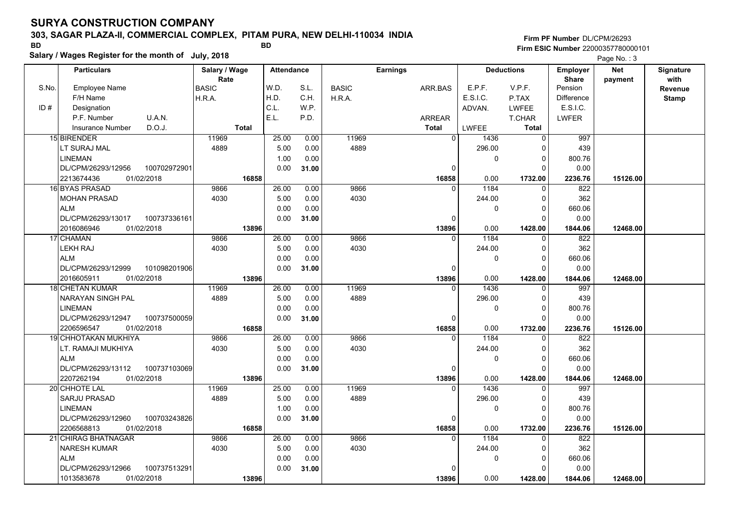# SURYA CONSTRUCTION COMPANY

## 303, SAGAR PLAZA-II, COMMERCIAL COMPLEX, PITAM PURA, NEW DELHI-110034 INDIA

BD BD

**Salary / Wages Register for the month of July, 2018**

Firm PF Number DL/CPM/26293
Firm ESIC Number 22000357780000101

| S.No. / ID # | Employee Name / F/H Name / Designation / P.F. Number / U.A.N. / Insurance Number / D.O.J. | Salary / Wage Rate: BASIC / H.R.A. / Total | W.D. / H.D. / C.L. / E.L. | S.L. / C.H. / W.P. / P.D. | BASIC / H.R.A. | ARR.BAS / ARREAR / Total | E.P.F. / E.S.I.C. / ADVAN. / LWFEE | V.P.F. / P.TAX / LWFEE / T.CHAR / Total | Employer Share: Pension / Difference / E.S.I.C. / LWFER | Net payment | Signature with Revenue Stamp |
|---|---|---|---|---|---|---|---|---|---|---|---|
| 15 | BIRENDER<br>LT SURAJ MAL<br>LINEMAN<br>DL/CPM/26293/12956 100702972901<br>2213674436 01/02/2018 | 11969<br>4889<br>16858 | 25.00<br>5.00<br>1.00<br>0.00 | 0.00<br>0.00<br>0.00<br>31.00 | 11969<br>4889 | 0<br>0<br>16858 | 1436<br>296.00<br>0<br>0.00 | 0<br>0<br>0<br>0<br>1732.00 | 997<br>439<br>800.76<br>0.00<br>2236.76 | 15126.00 | |
| 16 | BYAS PRASAD<br>MOHAN PRASAD<br>ALM<br>DL/CPM/26293/13017 100737336161<br>2016086946 01/02/2018 | 9866<br>4030<br>13896 | 26.00<br>5.00<br>0.00<br>0.00 | 0.00<br>0.00<br>0.00<br>31.00 | 9866<br>4030 | 0<br>0<br>13896 | 1184<br>244.00<br>0<br>0.00 | 0<br>0<br>0<br>0<br>1428.00 | 822<br>362<br>660.06<br>0.00<br>1844.06 | 12468.00 | |
| 17 | CHAMAN<br>LEKH RAJ<br>ALM<br>DL/CPM/26293/12999 101098201906<br>2016605911 01/02/2018 | 9866<br>4030<br>13896 | 26.00<br>5.00<br>0.00<br>0.00 | 0.00<br>0.00<br>0.00<br>31.00 | 9866<br>4030 | 0<br>0<br>13896 | 1184<br>244.00<br>0<br>0.00 | 0<br>0<br>0<br>0<br>1428.00 | 822<br>362<br>660.06<br>0.00<br>1844.06 | 12468.00 | |
| 18 | CHETAN KUMAR<br>NARAYAN SINGH PAL<br>LINEMAN<br>DL/CPM/26293/12947 100737500059<br>2206596547 01/02/2018 | 11969<br>4889<br>16858 | 26.00<br>5.00<br>0.00<br>0.00 | 0.00<br>0.00<br>0.00<br>31.00 | 11969<br>4889 | 0<br>0<br>16858 | 1436<br>296.00<br>0<br>0.00 | 0<br>0<br>0<br>0<br>1732.00 | 997<br>439<br>800.76<br>0.00<br>2236.76 | 15126.00 | |
| 19 | CHHOTAKAN MUKHIYA<br>LT. RAMAJI MUKHIYA<br>ALM<br>DL/CPM/26293/13112 100737103069<br>2207262194 01/02/2018 | 9866<br>4030<br>13896 | 26.00<br>5.00<br>0.00<br>0.00 | 0.00<br>0.00<br>0.00<br>31.00 | 9866<br>4030 | 0<br>0<br>13896 | 1184<br>244.00<br>0<br>0.00 | 0<br>0<br>0<br>0<br>1428.00 | 822<br>362<br>660.06<br>0.00<br>1844.06 | 12468.00 | |
| 20 | CHHOTE LAL<br>SARJU PRASAD<br>LINEMAN<br>DL/CPM/26293/12960 100703243826<br>2206568813 01/02/2018 | 11969<br>4889<br>16858 | 25.00<br>5.00<br>1.00<br>0.00 | 0.00<br>0.00<br>0.00<br>31.00 | 11969<br>4889 | 0<br>0<br>16858 | 1436<br>296.00<br>0<br>0.00 | 0<br>0<br>0<br>0<br>1732.00 | 997<br>439<br>800.76<br>0.00<br>2236.76 | 15126.00 | |
| 21 | CHIRAG BHATNAGAR<br>NARESH KUMAR<br>ALM<br>DL/CPM/26293/12966 100737513291<br>1013583678 01/02/2018 | 9866<br>4030<br>13896 | 26.00<br>5.00<br>0.00<br>0.00 | 0.00<br>0.00<br>0.00<br>31.00 | 9866<br>4030 | 0<br>0<br>13896 | 1184<br>244.00<br>0<br>0.00 | 0<br>0<br>0<br>0<br>1428.00 | 822<br>362<br>660.06<br>0.00<br>1844.06 | 12468.00 | |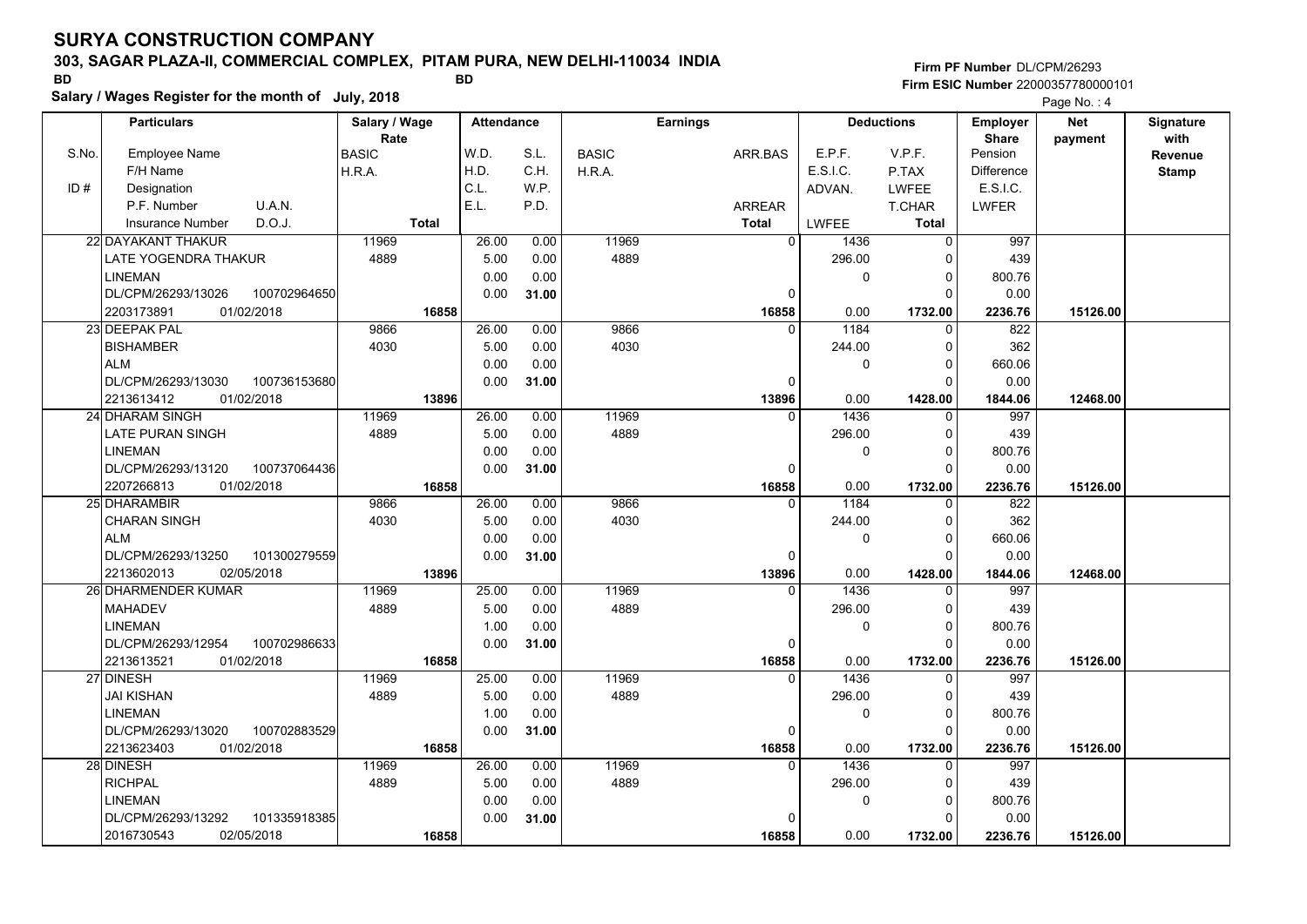# SURYA CONSTRUCTION COMPANY

**303, SAGAR PLAZA-II, COMMERCIAL COMPLEX, PITAM PURA, NEW DELHI-110034 INDIA**

BD BD

**Salary / Wages Register for the month of July, 2018**

Firm PF Number DL/CPM/26293
Firm ESIC Number 22000357780000101

| S.No. | Particulars<br>Employee Name<br>F/H Name<br>Designation<br>P.F. Number U.A.N.<br>Insurance Number D.O.J. | Salary / Wage Rate<br>BASIC<br>H.R.A.<br>Total | Attendance<br>W.D. / S.L.<br>H.D. / C.H.<br>C.L. / W.P.<br>E.L. / P.D. | Earnings<br>BASIC<br>H.R.A. | ARR.BAS<br>ARREAR<br>Total | Deductions<br>E.P.F.<br>E.S.I.C.<br>ADVAN.<br>LWFEE | V.P.F.<br>P.TAX<br>LWFEE<br>T.CHAR<br>Total | Employer Share<br>Pension<br>Difference<br>E.S.I.C.<br>LWFER | Net payment | Signature with Revenue Stamp |
|---|---|---|---|---|---|---|---|---|---|---|
| 22 | DAYAKANT THAKUR<br>LATE YOGENDRA THAKUR<br>LINEMAN<br>DL/CPM/26293/13026 100702964650<br>2203173891 01/02/2018 | 11969<br>4889<br>16858 | 26.00 / 0.00<br>5.00 / 0.00<br>0.00 / 0.00<br>0.00 / 31.00 | 11969<br>4889 | 0<br>0<br>16858 | 1436<br>296.00<br>0<br>0.00 | 0<br>0<br>0<br>0<br>1732.00 | 997<br>439<br>800.76<br>0.00<br>2236.76 | 15126.00 | |
| 23 | DEEPAK PAL<br>BISHAMBER<br>ALM<br>DL/CPM/26293/13030 100736153680<br>2213613412 01/02/2018 | 9866<br>4030<br>13896 | 26.00 / 0.00<br>5.00 / 0.00<br>0.00 / 0.00<br>0.00 / 31.00 | 9866<br>4030 | 0<br>0<br>13896 | 1184<br>244.00<br>0<br>0.00 | 0<br>0<br>0<br>0<br>1428.00 | 822<br>362<br>660.06<br>0.00<br>1844.06 | 12468.00 | |
| 24 | DHARAM SINGH<br>LATE PURAN SINGH<br>LINEMAN<br>DL/CPM/26293/13120 100737064436<br>2207266813 01/02/2018 | 11969<br>4889<br>16858 | 26.00 / 0.00<br>5.00 / 0.00<br>0.00 / 0.00<br>0.00 / 31.00 | 11969<br>4889 | 0<br>0<br>16858 | 1436<br>296.00<br>0<br>0.00 | 0<br>0<br>0<br>0<br>1732.00 | 997<br>439<br>800.76<br>0.00<br>2236.76 | 15126.00 | |
| 25 | DHARAMBIR<br>CHARAN SINGH<br>ALM<br>DL/CPM/26293/13250 101300279559<br>2213602013 02/05/2018 | 9866<br>4030<br>13896 | 26.00 / 0.00<br>5.00 / 0.00<br>0.00 / 0.00<br>0.00 / 31.00 | 9866<br>4030 | 0<br>0<br>13896 | 1184<br>244.00<br>0<br>0.00 | 0<br>0<br>0<br>0<br>1428.00 | 822<br>362<br>660.06<br>0.00<br>1844.06 | 12468.00 | |
| 26 | DHARMENDER KUMAR<br>MAHADEV<br>LINEMAN<br>DL/CPM/26293/12954 100702986633<br>2213613521 01/02/2018 | 11969<br>4889<br>16858 | 25.00 / 0.00<br>5.00 / 0.00<br>1.00 / 0.00<br>0.00 / 31.00 | 11969<br>4889 | 0<br>0<br>16858 | 1436<br>296.00<br>0<br>0.00 | 0<br>0<br>0<br>0<br>1732.00 | 997<br>439<br>800.76<br>0.00<br>2236.76 | 15126.00 | |
| 27 | DINESH<br>JAI KISHAN<br>LINEMAN<br>DL/CPM/26293/13020 100702883529<br>2213623403 01/02/2018 | 11969<br>4889<br>16858 | 25.00 / 0.00<br>5.00 / 0.00<br>1.00 / 0.00<br>0.00 / 31.00 | 11969<br>4889 | 0<br>0<br>16858 | 1436<br>296.00<br>0<br>0.00 | 0<br>0<br>0<br>0<br>1732.00 | 997<br>439<br>800.76<br>0.00<br>2236.76 | 15126.00 | |
| 28 | DINESH<br>RICHPAL<br>LINEMAN<br>DL/CPM/26293/13292 101335918385<br>2016730543 02/05/2018 | 11969<br>4889<br>16858 | 26.00 / 0.00<br>5.00 / 0.00<br>0.00 / 0.00<br>0.00 / 31.00 | 11969<br>4889 | 0<br>0<br>16858 | 1436<br>296.00<br>0<br>0.00 | 0<br>0<br>0<br>0<br>1732.00 | 997<br>439<br>800.76<br>0.00<br>2236.76 | 15126.00 | |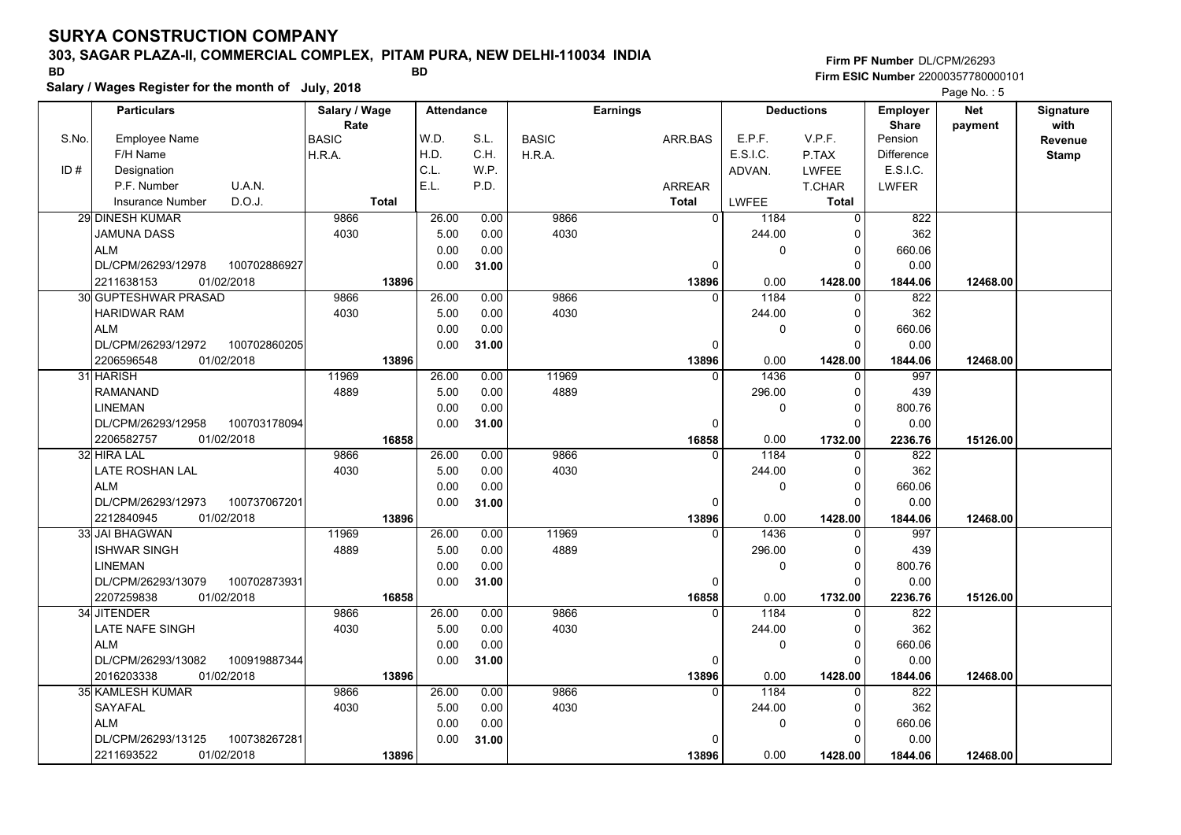# SURYA CONSTRUCTION COMPANY

**303, SAGAR PLAZA-II, COMMERCIAL COMPLEX, PITAM PURA, NEW DELHI-110034 INDIA**

BD BD

**Salary / Wages Register for the month of July, 2018**

Firm PF Number DL/CPM/26293
Firm ESIC Number 22000357780000101

| S.No. | Particulars: Employee Name / F/H Name / Designation / P.F. Number, U.A.N. / Insurance Number, D.O.J. | Salary / Wage Rate: BASIC / H.R.A. / Total | Attendance: W.D. / H.D. / C.L. / E.L. | S.L. / C.H. / W.P. / P.D. | Earnings: BASIC / H.R.A. | ARR.BAS / ARREAR / Total | Deductions: E.P.F. / E.S.I.C. / ADVAN. / LWFEE | V.P.F. / P.TAX / LWFEE / T.CHAR / Total | Employer Share: Pension / Difference / E.S.I.C. / LWFER | Net payment | Signature with Revenue Stamp |
|---|---|---|---|---|---|---|---|---|---|---|---|
| 29 | DINESH KUMAR | 9866 | 26.00 | 0.00 | 9866 | 0 | 1184 | 0 | 822 | | |
| | JAMUNA DASS | 4030 | 5.00 | 0.00 | 4030 | | 244.00 | 0 | 362 | | |
| | ALM | | 0.00 | 0.00 | | | 0 | 0 | 660.06 | | |
| | DL/CPM/26293/12978 100702886927 | | 0.00 | 31.00 | | 0 | | 0 | 0.00 | | |
| | 2211638153 01/02/2018 | 13896 | | | | 13896 | 0.00 | 1428.00 | 1844.06 | 12468.00 | |
| 30 | GUPTESHWAR PRASAD | 9866 | 26.00 | 0.00 | 9866 | 0 | 1184 | 0 | 822 | | |
| | HARIDWAR RAM | 4030 | 5.00 | 0.00 | 4030 | | 244.00 | 0 | 362 | | |
| | ALM | | 0.00 | 0.00 | | | 0 | 0 | 660.06 | | |
| | DL/CPM/26293/12972 100702860205 | | 0.00 | 31.00 | | 0 | | 0 | 0.00 | | |
| | 2206596548 01/02/2018 | 13896 | | | | 13896 | 0.00 | 1428.00 | 1844.06 | 12468.00 | |
| 31 | HARISH | 11969 | 26.00 | 0.00 | 11969 | 0 | 1436 | 0 | 997 | | |
| | RAMANAND | 4889 | 5.00 | 0.00 | 4889 | | 296.00 | 0 | 439 | | |
| | LINEMAN | | 0.00 | 0.00 | | | 0 | 0 | 800.76 | | |
| | DL/CPM/26293/12958 100703178094 | | 0.00 | 31.00 | | 0 | | 0 | 0.00 | | |
| | 2206582757 01/02/2018 | 16858 | | | | 16858 | 0.00 | 1732.00 | 2236.76 | 15126.00 | |
| 32 | HIRA LAL | 9866 | 26.00 | 0.00 | 9866 | 0 | 1184 | 0 | 822 | | |
| | LATE ROSHAN LAL | 4030 | 5.00 | 0.00 | 4030 | | 244.00 | 0 | 362 | | |
| | ALM | | 0.00 | 0.00 | | | 0 | 0 | 660.06 | | |
| | DL/CPM/26293/12973 100737067201 | | 0.00 | 31.00 | | 0 | | 0 | 0.00 | | |
| | 2212840945 01/02/2018 | 13896 | | | | 13896 | 0.00 | 1428.00 | 1844.06 | 12468.00 | |
| 33 | JAI BHAGWAN | 11969 | 26.00 | 0.00 | 11969 | 0 | 1436 | 0 | 997 | | |
| | ISHWAR SINGH | 4889 | 5.00 | 0.00 | 4889 | | 296.00 | 0 | 439 | | |
| | LINEMAN | | 0.00 | 0.00 | | | 0 | 0 | 800.76 | | |
| | DL/CPM/26293/13079 100702873931 | | 0.00 | 31.00 | | 0 | | 0 | 0.00 | | |
| | 2207259838 01/02/2018 | 16858 | | | | 16858 | 0.00 | 1732.00 | 2236.76 | 15126.00 | |
| 34 | JITENDER | 9866 | 26.00 | 0.00 | 9866 | 0 | 1184 | 0 | 822 | | |
| | LATE NAFE SINGH | 4030 | 5.00 | 0.00 | 4030 | | 244.00 | 0 | 362 | | |
| | ALM | | 0.00 | 0.00 | | | 0 | 0 | 660.06 | | |
| | DL/CPM/26293/13082 100919887344 | | 0.00 | 31.00 | | 0 | | 0 | 0.00 | | |
| | 2016203338 01/02/2018 | 13896 | | | | 13896 | 0.00 | 1428.00 | 1844.06 | 12468.00 | |
| 35 | KAMLESH KUMAR | 9866 | 26.00 | 0.00 | 9866 | 0 | 1184 | 0 | 822 | | |
| | SAYAFAL | 4030 | 5.00 | 0.00 | 4030 | | 244.00 | 0 | 362 | | |
| | ALM | | 0.00 | 0.00 | | | 0 | 0 | 660.06 | | |
| | DL/CPM/26293/13125 100738267281 | | 0.00 | 31.00 | | 0 | | 0 | 0.00 | | |
| | 2211693522 01/02/2018 | 13896 | | | | 13896 | 0.00 | 1428.00 | 1844.06 | 12468.00 | |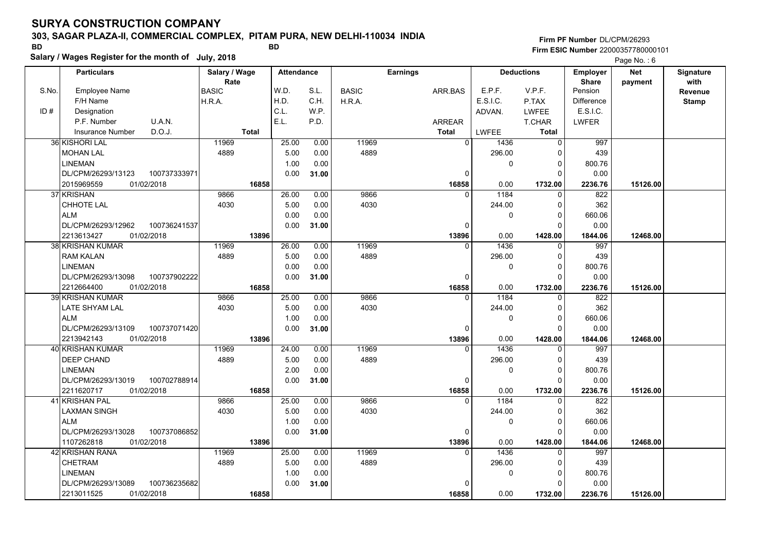# SURYA CONSTRUCTION COMPANY

**303, SAGAR PLAZA-II, COMMERCIAL COMPLEX, PITAM PURA, NEW DELHI-110034 INDIA**

BD BD

**Salary / Wages Register for the month of July, 2018**

Firm PF Number DL/CPM/26293
Firm ESIC Number 22000357780000101

| S.No. | Particulars: Employee Name / F/H Name / Designation / P.F. Number, U.A.N. / Insurance Number, D.O.J. | Salary / Wage Rate: BASIC / H.R.A. / Total | Attendance: W.D. / H.D. / C.L. / E.L. | Attendance: S.L. / C.H. / W.P. / P.D. | Earnings: BASIC / H.R.A. | Earnings: ARR.BAS / ARREAR / Total | Deductions: E.P.F. / E.S.I.C. / ADVAN. / LWFEE | Deductions: V.P.F. / P.TAX / LWFEE / T.CHAR / Total | Employer Share: Pension / Difference / E.S.I.C. / LWFER | Net payment | Signature with Revenue Stamp |
|---|---|---|---|---|---|---|---|---|---|---|---|
| 36 | KISHORI LAL<br>MOHAN LAL<br>LINEMAN<br>DL/CPM/26293/13123 100737333971<br>2015969559 01/02/2018 | 11969<br>4889<br>**16858** | 25.00<br>5.00<br>1.00<br>0.00 | 0.00<br>0.00<br>0.00<br>**31.00** | 11969<br>4889 | 0<br>0<br>**16858** | 1436<br>296.00<br>0<br>0.00 | 0<br>0<br>0<br>0<br>**1732.00** | 997<br>439<br>800.76<br>0.00<br>**2236.76** | **15126.00** | |
| 37 | KRISHAN<br>CHHOTE LAL<br>ALM<br>DL/CPM/26293/12962 100736241537<br>2213613427 01/02/2018 | 9866<br>4030<br>**13896** | 26.00<br>5.00<br>0.00<br>0.00 | 0.00<br>0.00<br>0.00<br>**31.00** | 9866<br>4030 | 0<br>0<br>**13896** | 1184<br>244.00<br>0<br>0.00 | 0<br>0<br>0<br>0<br>**1428.00** | 822<br>362<br>660.06<br>0.00<br>**1844.06** | **12468.00** | |
| 38 | KRISHAN KUMAR<br>RAM KALAN<br>LINEMAN<br>DL/CPM/26293/13098 100737902222<br>2212664400 01/02/2018 | 11969<br>4889<br>**16858** | 26.00<br>5.00<br>0.00<br>0.00 | 0.00<br>0.00<br>0.00<br>**31.00** | 11969<br>4889 | 0<br>0<br>**16858** | 1436<br>296.00<br>0<br>0.00 | 0<br>0<br>0<br>0<br>**1732.00** | 997<br>439<br>800.76<br>0.00<br>**2236.76** | **15126.00** | |
| 39 | KRISHAN KUMAR<br>LATE SHYAM LAL<br>ALM<br>DL/CPM/26293/13109 100737071420<br>2213942143 01/02/2018 | 9866<br>4030<br>**13896** | 25.00<br>5.00<br>1.00<br>0.00 | 0.00<br>0.00<br>0.00<br>**31.00** | 9866<br>4030 | 0<br>0<br>**13896** | 1184<br>244.00<br>0<br>0.00 | 0<br>0<br>0<br>0<br>**1428.00** | 822<br>362<br>660.06<br>0.00<br>**1844.06** | **12468.00** | |
| 40 | KRISHAN KUMAR<br>DEEP CHAND<br>LINEMAN<br>DL/CPM/26293/13019 100702788914<br>2211620717 01/02/2018 | 11969<br>4889<br>**16858** | 24.00<br>5.00<br>2.00<br>0.00 | 0.00<br>0.00<br>0.00<br>**31.00** | 11969<br>4889 | 0<br>0<br>**16858** | 1436<br>296.00<br>0<br>0.00 | 0<br>0<br>0<br>0<br>**1732.00** | 997<br>439<br>800.76<br>0.00<br>**2236.76** | **15126.00** | |
| 41 | KRISHAN PAL<br>LAXMAN SINGH<br>ALM<br>DL/CPM/26293/13028 100737086852<br>1107262818 01/02/2018 | 9866<br>4030<br>**13896** | 25.00<br>5.00<br>1.00<br>0.00 | 0.00<br>0.00<br>0.00<br>**31.00** | 9866<br>4030 | 0<br>0<br>**13896** | 1184<br>244.00<br>0<br>0.00 | 0<br>0<br>0<br>0<br>**1428.00** | 822<br>362<br>660.06<br>0.00<br>**1844.06** | **12468.00** | |
| 42 | KRISHAN RANA<br>CHETRAM<br>LINEMAN<br>DL/CPM/26293/13089 100736235682<br>2213011525 01/02/2018 | 11969<br>4889<br>**16858** | 25.00<br>5.00<br>1.00<br>0.00 | 0.00<br>0.00<br>0.00<br>**31.00** | 11969<br>4889 | 0<br>0<br>**16858** | 1436<br>296.00<br>0<br>0.00 | 0<br>0<br>0<br>0<br>**1732.00** | 997<br>439<br>800.76<br>0.00<br>**2236.76** | **15126.00** | |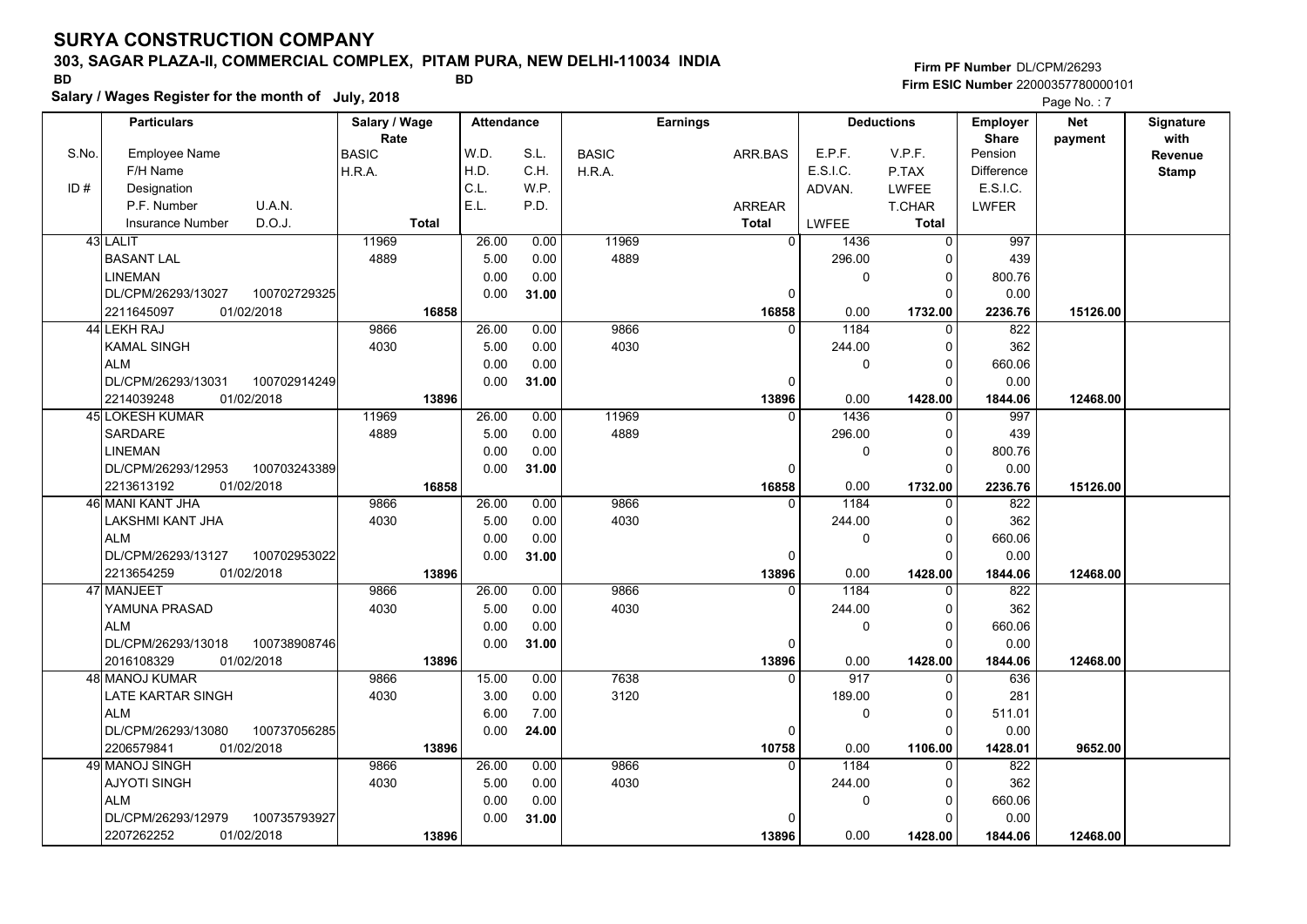# SURYA CONSTRUCTION COMPANY

**303, SAGAR PLAZA-II, COMMERCIAL COMPLEX, PITAM PURA, NEW DELHI-110034 INDIA**

BD BD

**Salary / Wages Register for the month of July, 2018**

Firm PF Number DL/CPM/26293
Firm ESIC Number 22000357780000101

| S.No. / ID # | Employee Name / F/H Name / Designation / P.F. Number / U.A.N. / Insurance Number / D.O.J. | Salary / Wage Rate: BASIC / H.R.A. / Total | Attendance: W.D. / H.D. / C.L. / E.L. | Attendance: S.L. / C.H. / W.P. / P.D. | Earnings: BASIC / H.R.A. | Earnings: ARR.BAS / ARREAR / Total | Deductions: E.P.F. / E.S.I.C. / ADVAN. / LWFEE | Deductions: V.P.F. / P.TAX / LWFEE / T.CHAR / Total | Employer Share: Pension / Difference / E.S.I.C. / LWFER | Net payment | Signature with Revenue Stamp |
|---|---|---|---|---|---|---|---|---|---|---|---|
| 43 | LALIT / BASANT LAL / LINEMAN / DL/CPM/26293/13027 / 100702729325 / 2211645097 / 01/02/2018 | 11969 / 4889 / 16858 | 26.00 / 5.00 / 0.00 / 0.00 | 0.00 / 0.00 / 0.00 / 31.00 | 11969 / 4889 | 0 / 0 / 16858 | 1436 / 296.00 / 0 / 0.00 | 0 / 0 / 0 / 0 / 1732.00 | 997 / 439 / 800.76 / 0.00 / 2236.76 | 15126.00 | |
| 44 | LEKH RAJ / KAMAL SINGH / ALM / DL/CPM/26293/13031 / 100702914249 / 2214039248 / 01/02/2018 | 9866 / 4030 / 13896 | 26.00 / 5.00 / 0.00 / 0.00 | 0.00 / 0.00 / 0.00 / 31.00 | 9866 / 4030 | 0 / 0 / 13896 | 1184 / 244.00 / 0 / 0.00 | 0 / 0 / 0 / 0 / 1428.00 | 822 / 362 / 660.06 / 0.00 / 1844.06 | 12468.00 | |
| 45 | LOKESH KUMAR / SARDARE / LINEMAN / DL/CPM/26293/12953 / 100703243389 / 2213613192 / 01/02/2018 | 11969 / 4889 / 16858 | 26.00 / 5.00 / 0.00 / 0.00 | 0.00 / 0.00 / 0.00 / 31.00 | 11969 / 4889 | 0 / 0 / 16858 | 1436 / 296.00 / 0 / 0.00 | 0 / 0 / 0 / 0 / 1732.00 | 997 / 439 / 800.76 / 0.00 / 2236.76 | 15126.00 | |
| 46 | MANI KANT JHA / LAKSHMI KANT JHA / ALM / DL/CPM/26293/13127 / 100702953022 / 2213654259 / 01/02/2018 | 9866 / 4030 / 13896 | 26.00 / 5.00 / 0.00 / 0.00 | 0.00 / 0.00 / 0.00 / 31.00 | 9866 / 4030 | 0 / 0 / 13896 | 1184 / 244.00 / 0 / 0.00 | 0 / 0 / 0 / 0 / 1428.00 | 822 / 362 / 660.06 / 0.00 / 1844.06 | 12468.00 | |
| 47 | MANJEET / YAMUNA PRASAD / ALM / DL/CPM/26293/13018 / 100738908746 / 2016108329 / 01/02/2018 | 9866 / 4030 / 13896 | 26.00 / 5.00 / 0.00 / 0.00 | 0.00 / 0.00 / 0.00 / 31.00 | 9866 / 4030 | 0 / 0 / 13896 | 1184 / 244.00 / 0 / 0.00 | 0 / 0 / 0 / 0 / 1428.00 | 822 / 362 / 660.06 / 0.00 / 1844.06 | 12468.00 | |
| 48 | MANOJ KUMAR / LATE KARTAR SINGH / ALM / DL/CPM/26293/13080 / 100737056285 / 2206579841 / 01/02/2018 | 9866 / 4030 / 13896 | 15.00 / 3.00 / 6.00 / 0.00 | 0.00 / 0.00 / 7.00 / 24.00 | 7638 / 3120 | 0 / 0 / 10758 | 917 / 189.00 / 0 / 0.00 | 0 / 0 / 0 / 0 / 1106.00 | 636 / 281 / 511.01 / 0.00 / 1428.01 | 9652.00 | |
| 49 | MANOJ SINGH / AJYOTI SINGH / ALM / DL/CPM/26293/12979 / 100735793927 / 2207262252 / 01/02/2018 | 9866 / 4030 / 13896 | 26.00 / 5.00 / 0.00 / 0.00 | 0.00 / 0.00 / 0.00 / 31.00 | 9866 / 4030 | 0 / 0 / 13896 | 1184 / 244.00 / 0 / 0.00 | 0 / 0 / 0 / 0 / 1428.00 | 822 / 362 / 660.06 / 0.00 / 1844.06 | 12468.00 | |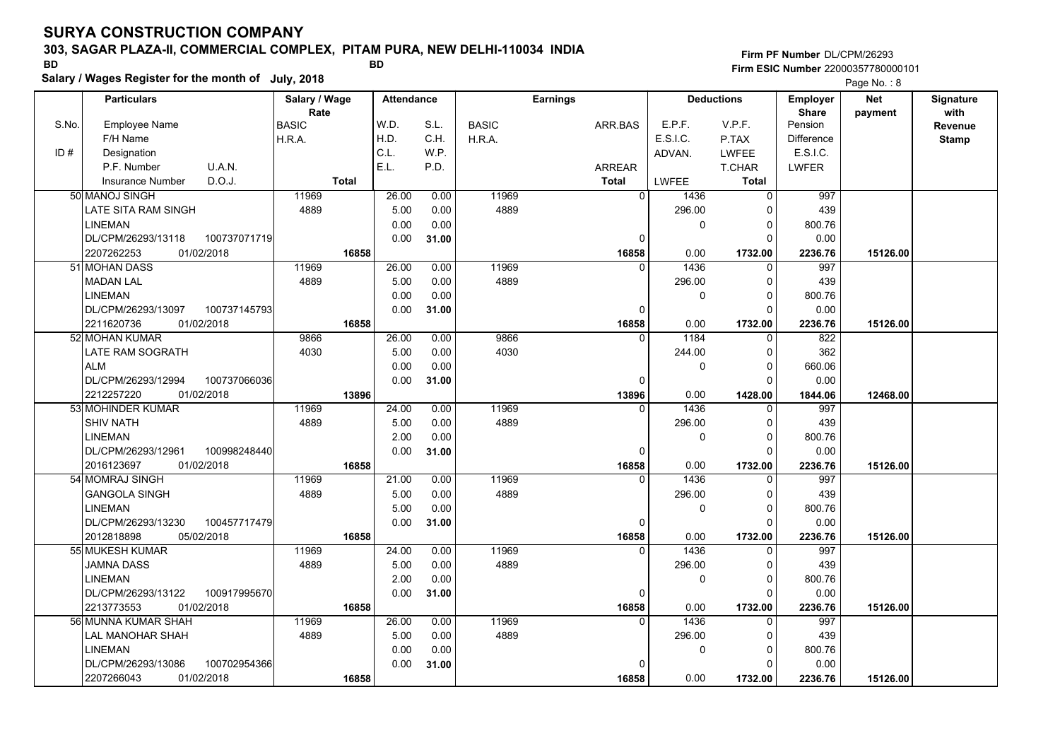# SURYA CONSTRUCTION COMPANY

**303, SAGAR PLAZA-II, COMMERCIAL COMPLEX, PITAM PURA, NEW DELHI-110034 INDIA**

BD BD

**Salary / Wages Register for the month of July, 2018**

Firm PF Number DL/CPM/26293
Firm ESIC Number 22000357780000101

| S.No. | Particulars: Employee Name / F/H Name / Designation / P.F. Number, U.A.N. / Insurance Number, D.O.J. | Salary / Wage Rate: BASIC / H.R.A. / Total | Attendance: W.D. / H.D. / C.L. / E.L. | Attendance: S.L. / C.H. / W.P. / P.D. | Earnings: BASIC / H.R.A. | Earnings: ARR.BAS / ARREAR / Total | Deductions: E.P.F. / E.S.I.C. / ADVAN. / LWFEE | Deductions: V.P.F. / P.TAX / LWFEE / T.CHAR / Total | Employer Share: Pension / Difference / E.S.I.C. / LWFER | Net payment | Signature with Revenue Stamp |
|---|---|---|---|---|---|---|---|---|---|---|---|
| 50 | MANOJ SINGH / LATE SITA RAM SINGH / LINEMAN / DL/CPM/26293/13118, 100737071719 / 2207262253, 01/02/2018 | 11969 / 4889 / 16858 | 26.00 / 5.00 / 0.00 / 0.00 | 0.00 / 0.00 / 0.00 / 31.00 | 11969 / 4889 | 0 / 0 / 16858 | 1436 / 296.00 / 0 / 0.00 | 0 / 0 / 0 / 0 / 1732.00 | 997 / 439 / 800.76 / 0.00 / 2236.76 | 15126.00 | |
| 51 | MOHAN DASS / MADAN LAL / LINEMAN / DL/CPM/26293/13097, 100737145793 / 2211620736, 01/02/2018 | 11969 / 4889 / 16858 | 26.00 / 5.00 / 0.00 / 0.00 | 0.00 / 0.00 / 0.00 / 31.00 | 11969 / 4889 | 0 / 0 / 16858 | 1436 / 296.00 / 0 / 0.00 | 0 / 0 / 0 / 0 / 1732.00 | 997 / 439 / 800.76 / 0.00 / 2236.76 | 15126.00 | |
| 52 | MOHAN KUMAR / LATE RAM SOGRATH / ALM / DL/CPM/26293/12994, 100737066036 / 2212257220, 01/02/2018 | 9866 / 4030 / 13896 | 26.00 / 5.00 / 0.00 / 0.00 | 0.00 / 0.00 / 0.00 / 31.00 | 9866 / 4030 | 0 / 0 / 13896 | 1184 / 244.00 / 0 / 0.00 | 0 / 0 / 0 / 0 / 1428.00 | 822 / 362 / 660.06 / 0.00 / 1844.06 | 12468.00 | |
| 53 | MOHINDER KUMAR / SHIV NATH / LINEMAN / DL/CPM/26293/12961, 100998248440 / 2016123697, 01/02/2018 | 11969 / 4889 / 16858 | 24.00 / 5.00 / 2.00 / 0.00 | 0.00 / 0.00 / 0.00 / 31.00 | 11969 / 4889 | 0 / 0 / 16858 | 1436 / 296.00 / 0 / 0.00 | 0 / 0 / 0 / 0 / 1732.00 | 997 / 439 / 800.76 / 0.00 / 2236.76 | 15126.00 | |
| 54 | MOMRAJ SINGH / GANGOLA SINGH / LINEMAN / DL/CPM/26293/13230, 100457717479 / 2012818898, 05/02/2018 | 11969 / 4889 / 16858 | 21.00 / 5.00 / 5.00 / 0.00 | 0.00 / 0.00 / 0.00 / 31.00 | 11969 / 4889 | 0 / 0 / 16858 | 1436 / 296.00 / 0 / 0.00 | 0 / 0 / 0 / 0 / 1732.00 | 997 / 439 / 800.76 / 0.00 / 2236.76 | 15126.00 | |
| 55 | MUKESH KUMAR / JAMNA DASS / LINEMAN / DL/CPM/26293/13122, 100917995670 / 2213773553, 01/02/2018 | 11969 / 4889 / 16858 | 24.00 / 5.00 / 2.00 / 0.00 | 0.00 / 0.00 / 0.00 / 31.00 | 11969 / 4889 | 0 / 0 / 16858 | 1436 / 296.00 / 0 / 0.00 | 0 / 0 / 0 / 0 / 1732.00 | 997 / 439 / 800.76 / 0.00 / 2236.76 | 15126.00 | |
| 56 | MUNNA KUMAR SHAH / LAL MANOHAR SHAH / LINEMAN / DL/CPM/26293/13086, 100702954366 / 2207266043, 01/02/2018 | 11969 / 4889 / 16858 | 26.00 / 5.00 / 0.00 / 0.00 | 0.00 / 0.00 / 0.00 / 31.00 | 11969 / 4889 | 0 / 0 / 16858 | 1436 / 296.00 / 0 / 0.00 | 0 / 0 / 0 / 0 / 1732.00 | 997 / 439 / 800.76 / 0.00 / 2236.76 | 15126.00 | |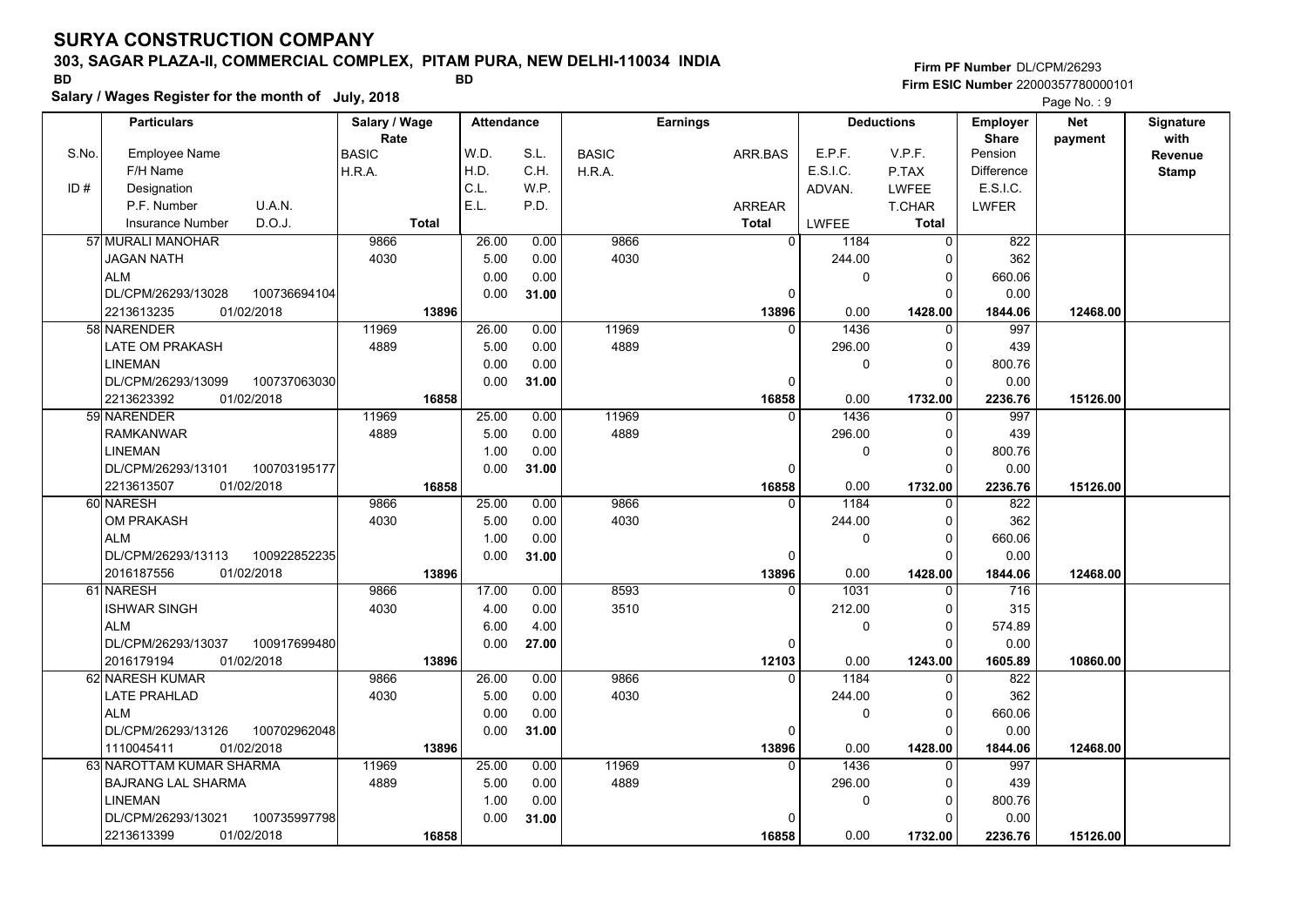# SURYA CONSTRUCTION COMPANY

**303, SAGAR PLAZA-II, COMMERCIAL COMPLEX, PITAM PURA, NEW DELHI-110034 INDIA**

BD BD

**Salary / Wages Register for the month of July, 2018**

**Firm PF Number** DL/CPM/26293
**Firm ESIC Number** 22000357780000101

Page No. : 9

| S.No. | Particulars (Employee Name / F/H Name / Designation / P.F. Number, U.A.N. / Insurance Number, D.O.J.) | Salary / Wage Rate (BASIC / H.R.A. / Total) | Attendance (W.D. / H.D. / C.L. / E.L.) | Attendance (S.L. / C.H. / W.P. / P.D.) | Earnings (BASIC / H.R.A.) | Earnings (ARR.BAS / ARREAR / Total) | Deductions (E.P.F. / E.S.I.C. / ADVAN. / LWFEE) | Deductions (V.P.F. / P.TAX / LWFEE / T.CHAR / Total) | Employer Share (Pension / Difference / E.S.I.C. / LWFER) | Net payment | Signature with Revenue Stamp |
|---|---|---|---|---|---|---|---|---|---|---|---|
| 57 | MURALI MANOHAR<br>JAGAN NATH<br>ALM<br>DL/CPM/26293/13028 100736694104<br>2213613235 01/02/2018 | 9866<br>4030<br>13896 | 26.00<br>5.00<br>0.00<br>0.00 | 0.00<br>0.00<br>0.00<br>31.00 | 9866<br>4030 | 0<br>0<br>13896 | 1184<br>244.00<br>0<br>0.00 | 0<br>0<br>0<br>0<br>1428.00 | 822<br>362<br>660.06<br>0.00<br>1844.06 | 12468.00 | |
| 58 | NARENDER<br>LATE OM PRAKASH<br>LINEMAN<br>DL/CPM/26293/13099 100737063030<br>2213623392 01/02/2018 | 11969<br>4889<br>16858 | 26.00<br>5.00<br>0.00<br>0.00 | 0.00<br>0.00<br>0.00<br>31.00 | 11969<br>4889 | 0<br>0<br>16858 | 1436<br>296.00<br>0<br>0.00 | 0<br>0<br>0<br>0<br>1732.00 | 997<br>439<br>800.76<br>0.00<br>2236.76 | 15126.00 | |
| 59 | NARENDER<br>RAMKANWAR<br>LINEMAN<br>DL/CPM/26293/13101 100703195177<br>2213613507 01/02/2018 | 11969<br>4889<br>16858 | 25.00<br>5.00<br>1.00<br>0.00 | 0.00<br>0.00<br>0.00<br>31.00 | 11969<br>4889 | 0<br>0<br>16858 | 1436<br>296.00<br>0<br>0.00 | 0<br>0<br>0<br>0<br>1732.00 | 997<br>439<br>800.76<br>0.00<br>2236.76 | 15126.00 | |
| 60 | NARESH<br>OM PRAKASH<br>ALM<br>DL/CPM/26293/13113 100922852235<br>2016187556 01/02/2018 | 9866<br>4030<br>13896 | 25.00<br>5.00<br>1.00<br>0.00 | 0.00<br>0.00<br>0.00<br>31.00 | 9866<br>4030 | 0<br>0<br>13896 | 1184<br>244.00<br>0<br>0.00 | 0<br>0<br>0<br>0<br>1428.00 | 822<br>362<br>660.06<br>0.00<br>1844.06 | 12468.00 | |
| 61 | NARESH<br>ISHWAR SINGH<br>ALM<br>DL/CPM/26293/13037 100917699480<br>2016179194 01/02/2018 | 9866<br>4030<br>13896 | 17.00<br>4.00<br>6.00<br>0.00 | 0.00<br>0.00<br>4.00<br>27.00 | 8593<br>3510 | 0<br>0<br>12103 | 1031<br>212.00<br>0<br>0.00 | 0<br>0<br>0<br>0<br>1243.00 | 716<br>315<br>574.89<br>0.00<br>1605.89 | 10860.00 | |
| 62 | NARESH KUMAR<br>LATE PRAHLAD<br>ALM<br>DL/CPM/26293/13126 100702962048<br>1110045411 01/02/2018 | 9866<br>4030<br>13896 | 26.00<br>5.00<br>0.00<br>0.00 | 0.00<br>0.00<br>0.00<br>31.00 | 9866<br>4030 | 0<br>0<br>13896 | 1184<br>244.00<br>0<br>0.00 | 0<br>0<br>0<br>0<br>1428.00 | 822<br>362<br>660.06<br>0.00<br>1844.06 | 12468.00 | |
| 63 | NAROTTAM KUMAR SHARMA<br>BAJRANG LAL SHARMA<br>LINEMAN<br>DL/CPM/26293/13021 100735997798<br>2213613399 01/02/2018 | 11969<br>4889<br>16858 | 25.00<br>5.00<br>1.00<br>0.00 | 0.00<br>0.00<br>0.00<br>31.00 | 11969<br>4889 | 0<br>0<br>16858 | 1436<br>296.00<br>0<br>0.00 | 0<br>0<br>0<br>0<br>1732.00 | 997<br>439<br>800.76<br>0.00<br>2236.76 | 15126.00 | |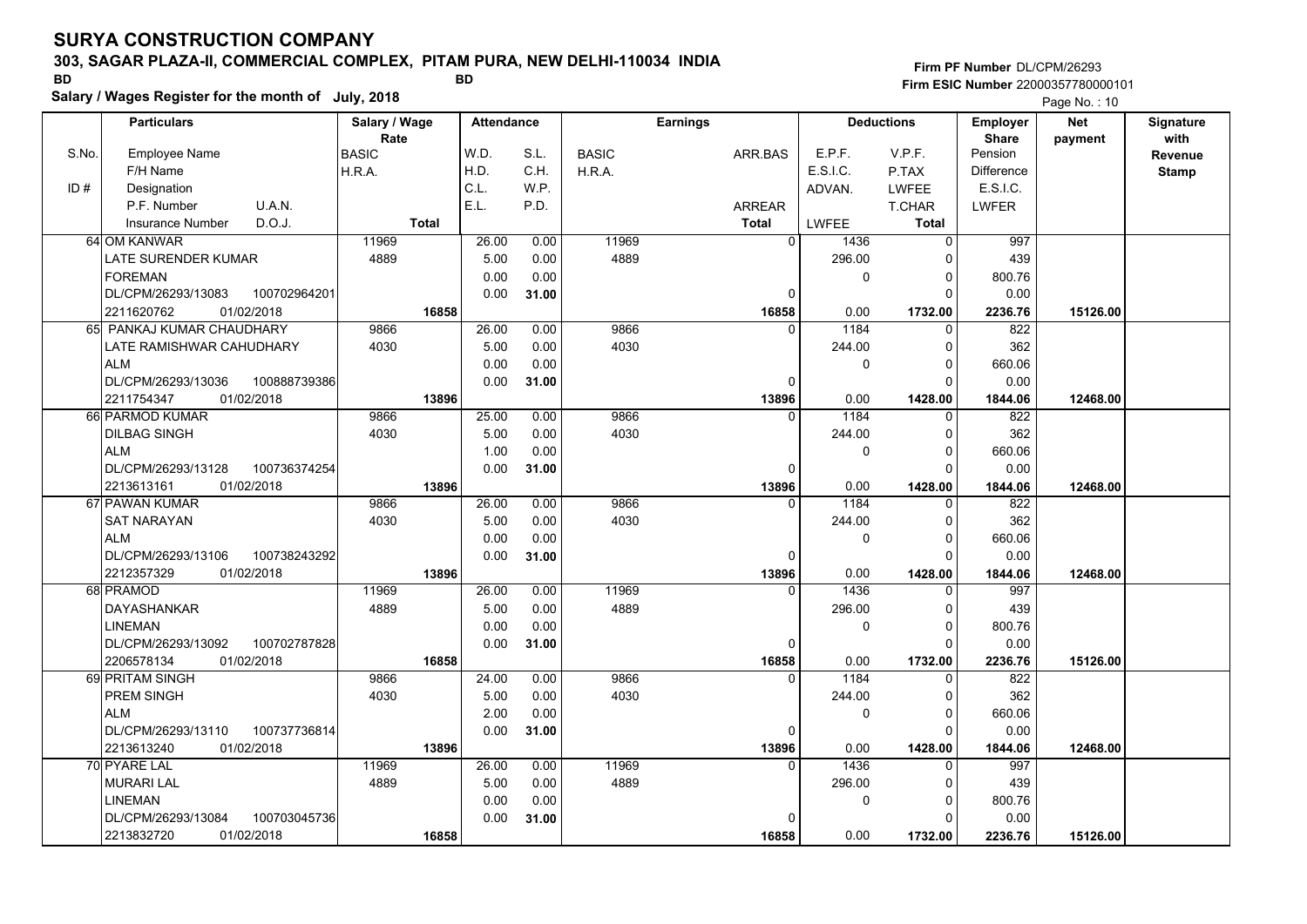# SURYA CONSTRUCTION COMPANY

**303, SAGAR PLAZA-II, COMMERCIAL COMPLEX, PITAM PURA, NEW DELHI-110034 INDIA**

BD BD

**Salary / Wages Register for the month of July, 2018**

**Firm PF Number** DL/CPM/26293
**Firm ESIC Number** 22000357780000101

Page No. : 10

| S.No. / ID # | Employee Name / F/H Name / Designation / P.F. Number U.A.N. / Insurance Number D.O.J. | Salary / Wage Rate: BASIC / H.R.A. / Total | W.D. / H.D. / C.L. / E.L. | S.L. / C.H. / W.P. / P.D. | Earnings: BASIC / H.R.A. | ARR.BAS / ARREAR / Total | E.P.F. / E.S.I.C. / ADVAN. / LWFEE | V.P.F. / P.TAX / LWFEE / T.CHAR / Total | Employer Share: Pension / Difference / E.S.I.C. / LWFER | Net payment | Signature with Revenue Stamp |
|---|---|---|---|---|---|---|---|---|---|---|---|
| 64 | OM KANWAR | 11969 | 26.00 | 0.00 | 11969 | 0 | 1436 | 0 | 997 | | |
| | LATE SURENDER KUMAR | 4889 | 5.00 | 0.00 | 4889 | | 296.00 | 0 | 439 | | |
| | FOREMAN | | 0.00 | 0.00 | | | 0 | 0 | 800.76 | | |
| | DL/CPM/26293/13083 100702964201 | | 0.00 | 31.00 | | 0 | | 0 | 0.00 | | |
| | 2211620762 01/02/2018 | **16858** | | | | **16858** | 0.00 | **1732.00** | **2236.76** | **15126.00** | |
| 65 | PANKAJ KUMAR CHAUDHARY | 9866 | 26.00 | 0.00 | 9866 | 0 | 1184 | 0 | 822 | | |
| | LATE RAMISHWAR CAHUDHARY | 4030 | 5.00 | 0.00 | 4030 | | 244.00 | 0 | 362 | | |
| | ALM | | 0.00 | 0.00 | | | 0 | 0 | 660.06 | | |
| | DL/CPM/26293/13036 100888739386 | | 0.00 | 31.00 | | 0 | | 0 | 0.00 | | |
| | 2211754347 01/02/2018 | **13896** | | | | **13896** | 0.00 | **1428.00** | **1844.06** | **12468.00** | |
| 66 | PARMOD KUMAR | 9866 | 25.00 | 0.00 | 9866 | 0 | 1184 | 0 | 822 | | |
| | DILBAG SINGH | 4030 | 5.00 | 0.00 | 4030 | | 244.00 | 0 | 362 | | |
| | ALM | | 1.00 | 0.00 | | | 0 | 0 | 660.06 | | |
| | DL/CPM/26293/13128 100736374254 | | 0.00 | 31.00 | | 0 | | 0 | 0.00 | | |
| | 2213613161 01/02/2018 | **13896** | | | | **13896** | 0.00 | **1428.00** | **1844.06** | **12468.00** | |
| 67 | PAWAN KUMAR | 9866 | 26.00 | 0.00 | 9866 | 0 | 1184 | 0 | 822 | | |
| | SAT NARAYAN | 4030 | 5.00 | 0.00 | 4030 | | 244.00 | 0 | 362 | | |
| | ALM | | 0.00 | 0.00 | | | 0 | 0 | 660.06 | | |
| | DL/CPM/26293/13106 100738243292 | | 0.00 | 31.00 | | 0 | | 0 | 0.00 | | |
| | 2212357329 01/02/2018 | **13896** | | | | **13896** | 0.00 | **1428.00** | **1844.06** | **12468.00** | |
| 68 | PRAMOD | 11969 | 26.00 | 0.00 | 11969 | 0 | 1436 | 0 | 997 | | |
| | DAYASHANKAR | 4889 | 5.00 | 0.00 | 4889 | | 296.00 | 0 | 439 | | |
| | LINEMAN | | 0.00 | 0.00 | | | 0 | 0 | 800.76 | | |
| | DL/CPM/26293/13092 100702787828 | | 0.00 | 31.00 | | 0 | | 0 | 0.00 | | |
| | 2206578134 01/02/2018 | **16858** | | | | **16858** | 0.00 | **1732.00** | **2236.76** | **15126.00** | |
| 69 | PRITAM SINGH | 9866 | 24.00 | 0.00 | 9866 | 0 | 1184 | 0 | 822 | | |
| | PREM SINGH | 4030 | 5.00 | 0.00 | 4030 | | 244.00 | 0 | 362 | | |
| | ALM | | 2.00 | 0.00 | | | 0 | 0 | 660.06 | | |
| | DL/CPM/26293/13110 100737736814 | | 0.00 | 31.00 | | 0 | | 0 | 0.00 | | |
| | 2213613240 01/02/2018 | **13896** | | | | **13896** | 0.00 | **1428.00** | **1844.06** | **12468.00** | |
| 70 | PYARE LAL | 11969 | 26.00 | 0.00 | 11969 | 0 | 1436 | 0 | 997 | | |
| | MURARI LAL | 4889 | 5.00 | 0.00 | 4889 | | 296.00 | 0 | 439 | | |
| | LINEMAN | | 0.00 | 0.00 | | | 0 | 0 | 800.76 | | |
| | DL/CPM/26293/13084 100703045736 | | 0.00 | 31.00 | | 0 | | 0 | 0.00 | | |
| | 2213832720 01/02/2018 | **16858** | | | | **16858** | 0.00 | **1732.00** | **2236.76** | **15126.00** | |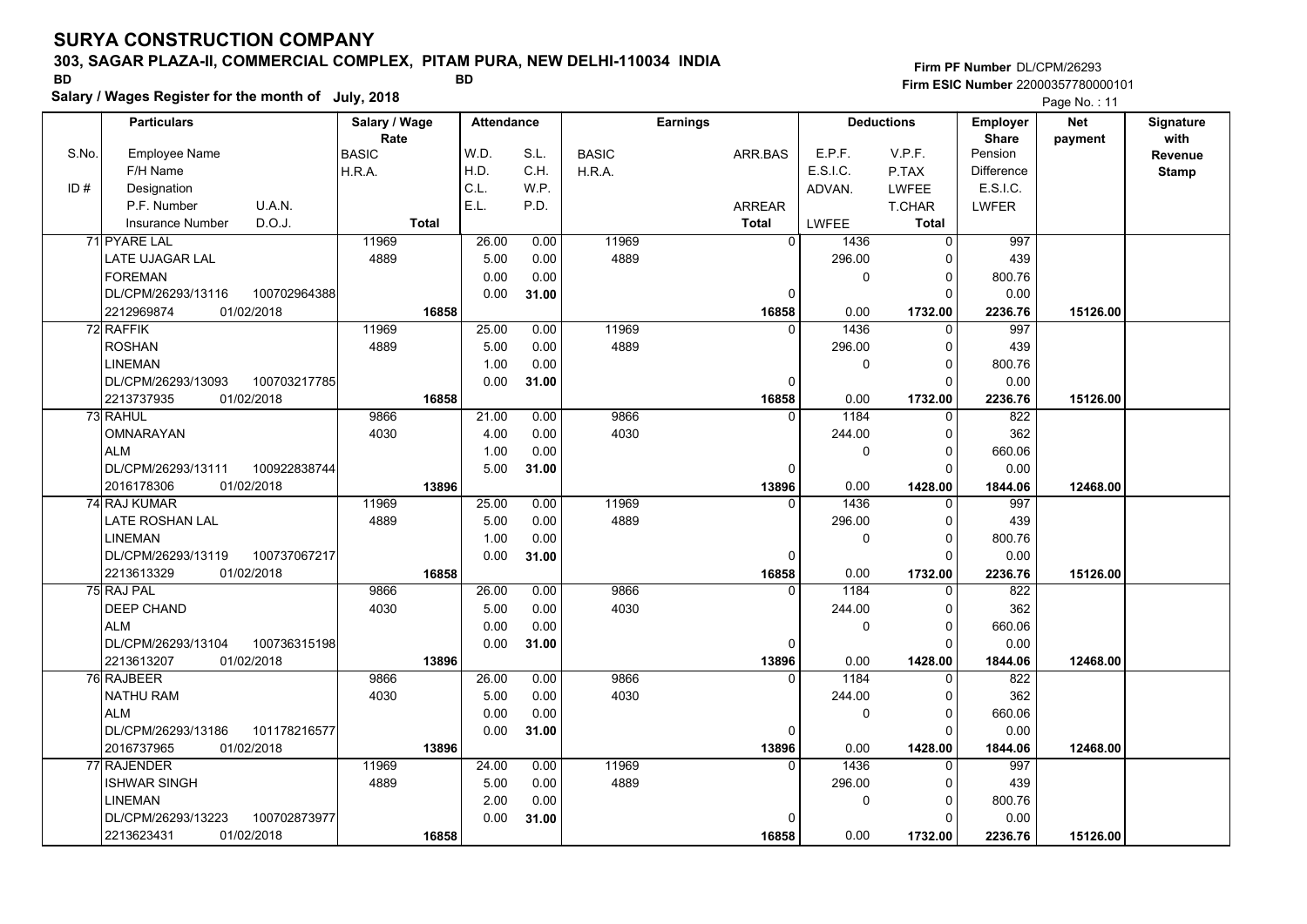# SURYA CONSTRUCTION COMPANY

## 303, SAGAR PLAZA-II, COMMERCIAL COMPLEX, PITAM PURA, NEW DELHI-110034 INDIA

BD BD

**Salary / Wages Register for the month of July, 2018**

Firm PF Number DL/CPM/26293
Firm ESIC Number 22000357780000101

| S.No. / ID # | Employee Name / F/H Name / Designation / P.F. Number / U.A.N. / Insurance Number / D.O.J. | Salary / Wage Rate: BASIC / H.R.A. / Total | Attendance: W.D. / H.D. / C.L. / E.L. | Attendance: S.L. / C.H. / W.P. / P.D. | Earnings: BASIC / H.R.A. | Earnings: ARR.BAS / ARREAR / Total | Deductions: E.P.F. / E.S.I.C. / ADVAN. / LWFEE | Deductions: V.P.F. / P.TAX / LWFEE / T.CHAR / Total | Employer Share: Pension / Difference / E.S.I.C. / LWFER | Net payment | Signature with Revenue Stamp |
|---|---|---|---|---|---|---|---|---|---|---|---|
| 71 | PYARE LAL / LATE UJAGAR LAL / FOREMAN / DL/CPM/26293/13116 / 100702964388 / 2212969874 / 01/02/2018 | 11969 / 4889 / 16858 | 26.00 / 5.00 / 0.00 / 0.00 | 0.00 / 0.00 / 0.00 / 31.00 | 11969 / 4889 | 0 / 0 / 16858 | 1436 / 296.00 / 0 / 0.00 | 0 / 0 / 0 / 0 / 1732.00 | 997 / 439 / 800.76 / 0.00 / 2236.76 | 15126.00 | |
| 72 | RAFFIK / ROSHAN / LINEMAN / DL/CPM/26293/13093 / 100703217785 / 2213737935 / 01/02/2018 | 11969 / 4889 / 16858 | 25.00 / 5.00 / 1.00 / 0.00 | 0.00 / 0.00 / 0.00 / 31.00 | 11969 / 4889 | 0 / 0 / 16858 | 1436 / 296.00 / 0 / 0.00 | 0 / 0 / 0 / 0 / 1732.00 | 997 / 439 / 800.76 / 0.00 / 2236.76 | 15126.00 | |
| 73 | RAHUL / OMNARAYAN / ALM / DL/CPM/26293/13111 / 100922838744 / 2016178306 / 01/02/2018 | 9866 / 4030 / 13896 | 21.00 / 4.00 / 1.00 / 5.00 | 0.00 / 0.00 / 0.00 / 31.00 | 9866 / 4030 | 0 / 0 / 13896 | 1184 / 244.00 / 0 / 0.00 | 0 / 0 / 0 / 0 / 1428.00 | 822 / 362 / 660.06 / 0.00 / 1844.06 | 12468.00 | |
| 74 | RAJ KUMAR / LATE ROSHAN LAL / LINEMAN / DL/CPM/26293/13119 / 100737067217 / 2213613329 / 01/02/2018 | 11969 / 4889 / 16858 | 25.00 / 5.00 / 1.00 / 0.00 | 0.00 / 0.00 / 0.00 / 31.00 | 11969 / 4889 | 0 / 0 / 16858 | 1436 / 296.00 / 0 / 0.00 | 0 / 0 / 0 / 0 / 1732.00 | 997 / 439 / 800.76 / 0.00 / 2236.76 | 15126.00 | |
| 75 | RAJ PAL / DEEP CHAND / ALM / DL/CPM/26293/13104 / 100736315198 / 2213613207 / 01/02/2018 | 9866 / 4030 / 13896 | 26.00 / 5.00 / 0.00 / 0.00 | 0.00 / 0.00 / 0.00 / 31.00 | 9866 / 4030 | 0 / 0 / 13896 | 1184 / 244.00 / 0 / 0.00 | 0 / 0 / 0 / 0 / 1428.00 | 822 / 362 / 660.06 / 0.00 / 1844.06 | 12468.00 | |
| 76 | RAJBEER / NATHU RAM / ALM / DL/CPM/26293/13186 / 101178216577 / 2016737965 / 01/02/2018 | 9866 / 4030 / 13896 | 26.00 / 5.00 / 0.00 / 0.00 | 0.00 / 0.00 / 0.00 / 31.00 | 9866 / 4030 | 0 / 0 / 13896 | 1184 / 244.00 / 0 / 0.00 | 0 / 0 / 0 / 0 / 1428.00 | 822 / 362 / 660.06 / 0.00 / 1844.06 | 12468.00 | |
| 77 | RAJENDER / ISHWAR SINGH / LINEMAN / DL/CPM/26293/13223 / 100702873977 / 2213623431 / 01/02/2018 | 11969 / 4889 / 16858 | 24.00 / 5.00 / 2.00 / 0.00 | 0.00 / 0.00 / 0.00 / 31.00 | 11969 / 4889 | 0 / 0 / 16858 | 1436 / 296.00 / 0 / 0.00 | 0 / 0 / 0 / 0 / 1732.00 | 997 / 439 / 800.76 / 0.00 / 2236.76 | 15126.00 | |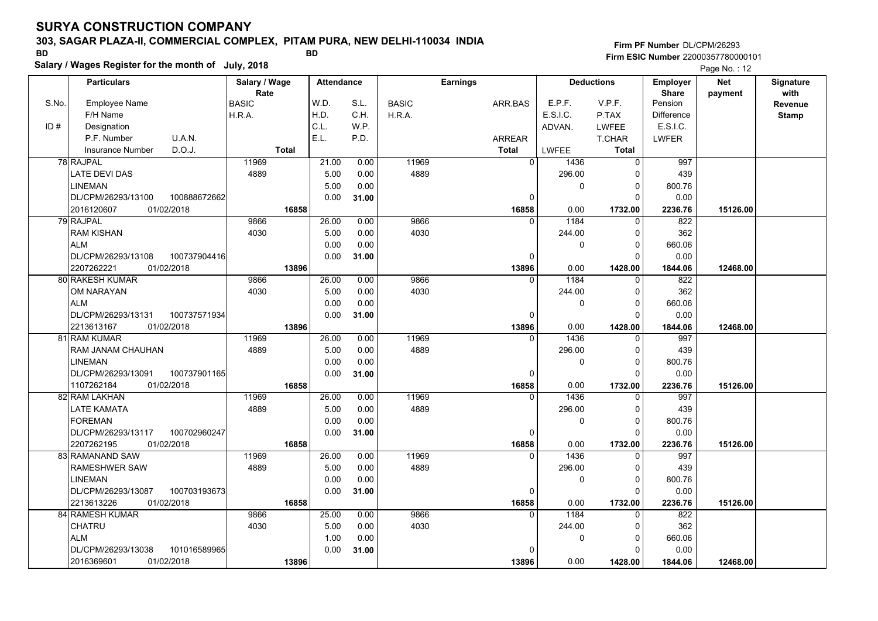# SURYA CONSTRUCTION COMPANY

## 303, SAGAR PLAZA-II, COMMERCIAL COMPLEX, PITAM PURA, NEW DELHI-110034 INDIA

BD BD

**Salary / Wages Register for the month of July, 2018**

Firm PF Number DL/CPM/26293
Firm ESIC Number 22000357780000101

| S.No. | Particulars (Employee Name / F/H Name / Designation / P.F. Number, U.A.N. / Insurance Number, D.O.J.) | Salary / Wage Rate (BASIC / H.R.A. / Total) | Attendance (W.D. / H.D. / C.L. / E.L.) | Attendance (S.L. / C.H. / W.P. / P.D.) | Earnings (BASIC / H.R.A.) | Earnings (ARR.BAS / ARREAR / Total) | Deductions (E.P.F. / E.S.I.C. / ADVAN. / LWFEE) | Deductions (V.P.F. / P.TAX / LWFEE / T.CHAR / Total) | Employer Share (Pension / Difference / E.S.I.C. / LWFER) | Net payment | Signature with Revenue Stamp |
|---|---|---|---|---|---|---|---|---|---|---|---|
| 78 | RAJPAL<br>LATE DEVI DAS<br>LINEMAN<br>DL/CPM/26293/13100 100888672662<br>2016120607 01/02/2018 | 11969<br>4889<br>**16858** | 21.00<br>5.00<br>5.00<br>0.00 | 0.00<br>0.00<br>0.00<br>**31.00** | 11969<br>4889 | 0<br>0<br>**16858** | 1436<br>296.00<br>0<br>0.00 | 0<br>0<br>0<br>0<br>**1732.00** | 997<br>439<br>800.76<br>0.00<br>**2236.76** | **15126.00** | |
| 79 | RAJPAL<br>RAM KISHAN<br>ALM<br>DL/CPM/26293/13108 100737904416<br>2207262221 01/02/2018 | 9866<br>4030<br>**13896** | 26.00<br>5.00<br>0.00<br>0.00 | 0.00<br>0.00<br>0.00<br>**31.00** | 9866<br>4030 | 0<br>0<br>**13896** | 1184<br>244.00<br>0<br>0.00 | 0<br>0<br>0<br>0<br>**1428.00** | 822<br>362<br>660.06<br>0.00<br>**1844.06** | **12468.00** | |
| 80 | RAKESH KUMAR<br>OM NARAYAN<br>ALM<br>DL/CPM/26293/13131 100737571934<br>2213613167 01/02/2018 | 9866<br>4030<br>**13896** | 26.00<br>5.00<br>0.00<br>0.00 | 0.00<br>0.00<br>0.00<br>**31.00** | 9866<br>4030 | 0<br>0<br>**13896** | 1184<br>244.00<br>0<br>0.00 | 0<br>0<br>0<br>0<br>**1428.00** | 822<br>362<br>660.06<br>0.00<br>**1844.06** | **12468.00** | |
| 81 | RAM KUMAR<br>RAM JANAM CHAUHAN<br>LINEMAN<br>DL/CPM/26293/13091 100737901165<br>1107262184 01/02/2018 | 11969<br>4889<br>**16858** | 26.00<br>5.00<br>0.00<br>0.00 | 0.00<br>0.00<br>0.00<br>**31.00** | 11969<br>4889 | 0<br>0<br>**16858** | 1436<br>296.00<br>0<br>0.00 | 0<br>0<br>0<br>0<br>**1732.00** | 997<br>439<br>800.76<br>0.00<br>**2236.76** | **15126.00** | |
| 82 | RAM LAKHAN<br>LATE KAMATA<br>FOREMAN<br>DL/CPM/26293/13117 100702960247<br>2207262195 01/02/2018 | 11969<br>4889<br>**16858** | 26.00<br>5.00<br>0.00<br>0.00 | 0.00<br>0.00<br>0.00<br>**31.00** | 11969<br>4889 | 0<br>0<br>**16858** | 1436<br>296.00<br>0<br>0.00 | 0<br>0<br>0<br>0<br>**1732.00** | 997<br>439<br>800.76<br>0.00<br>**2236.76** | **15126.00** | |
| 83 | RAMANAND SAW<br>RAMESHWER SAW<br>LINEMAN<br>DL/CPM/26293/13087 100703193673<br>2213613226 01/02/2018 | 11969<br>4889<br>**16858** | 26.00<br>5.00<br>0.00<br>0.00 | 0.00<br>0.00<br>0.00<br>**31.00** | 11969<br>4889 | 0<br>0<br>**16858** | 1436<br>296.00<br>0<br>0.00 | 0<br>0<br>0<br>0<br>**1732.00** | 997<br>439<br>800.76<br>0.00<br>**2236.76** | **15126.00** | |
| 84 | RAMESH KUMAR<br>CHATRU<br>ALM<br>DL/CPM/26293/13038 101016589965<br>2016369601 01/02/2018 | 9866<br>4030<br>**13896** | 25.00<br>5.00<br>1.00<br>0.00 | 0.00<br>0.00<br>0.00<br>**31.00** | 9866<br>4030 | 0<br>0<br>**13896** | 1184<br>244.00<br>0<br>0.00 | 0<br>0<br>0<br>0<br>**1428.00** | 822<br>362<br>660.06<br>0.00<br>**1844.06** | **12468.00** | |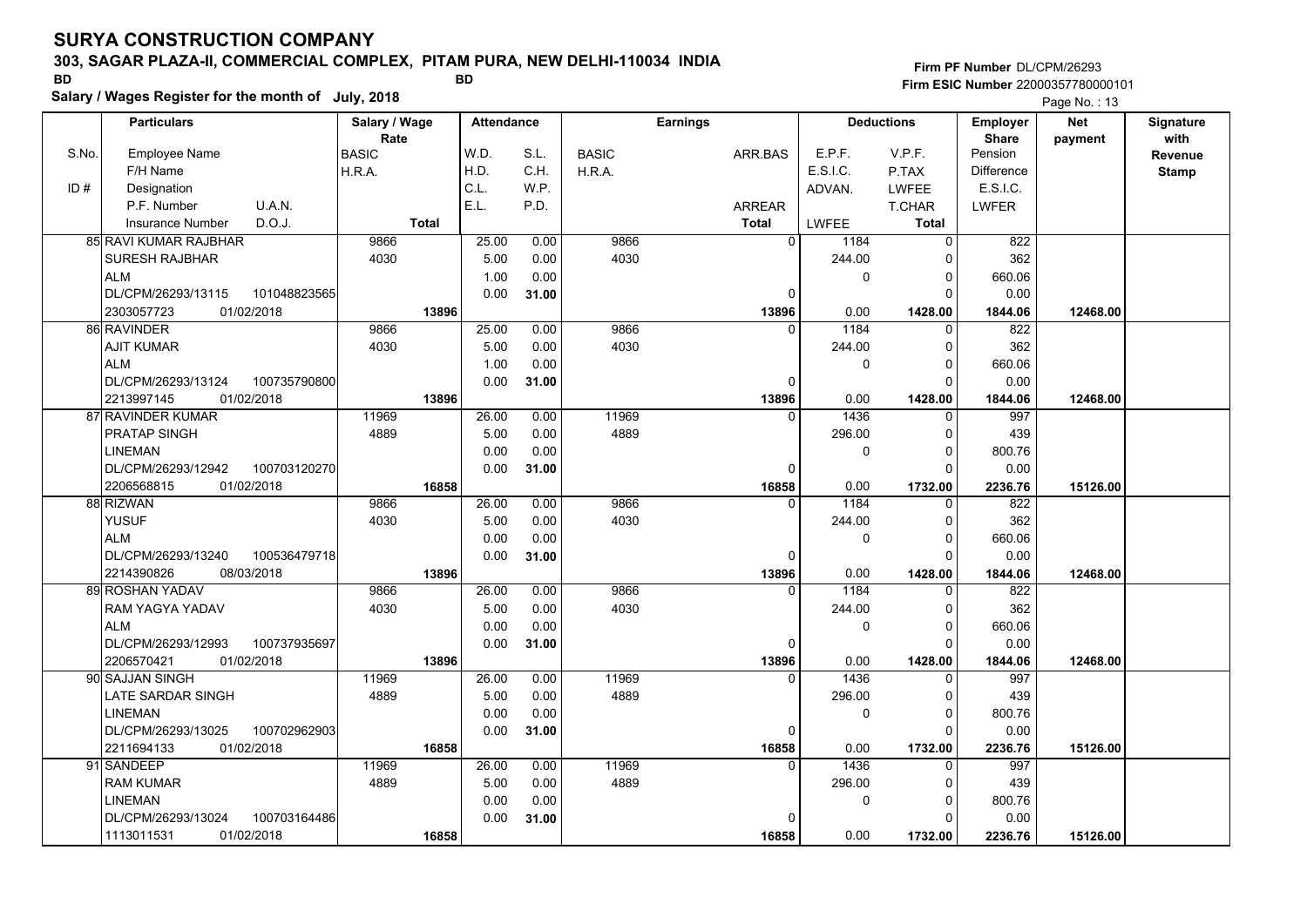# SURYA CONSTRUCTION COMPANY

**303, SAGAR PLAZA-II, COMMERCIAL COMPLEX, PITAM PURA, NEW DELHI-110034 INDIA**

BD BD

**Salary / Wages Register for the month of July, 2018**

**Firm PF Number** DL/CPM/26293
**Firm ESIC Number** 22000357780000101

Page No. : 13

| S.No. / ID # | Particulars: Employee Name / F/H Name / Designation / P.F. Number / U.A.N. / Insurance Number / D.O.J. | Salary / Wage Rate: BASIC / H.R.A. / Total | Attendance: W.D. / H.D. / C.L. / E.L. | Attendance: S.L. / C.H. / W.P. / P.D. | Earnings: BASIC / H.R.A. | Earnings: ARR.BAS / ARREAR / Total | Deductions: E.P.F. / E.S.I.C. / ADVAN. / LWFEE | Deductions: V.P.F. / P.TAX / LWFEE / T.CHAR / Total | Employer Share: Pension / Difference / E.S.I.C. / LWFER | Net payment | Signature with Revenue Stamp |
|---|---|---|---|---|---|---|---|---|---|---|---|
| 85 | RAVI KUMAR RAJBHAR / SURESH RAJBHAR / ALM / DL/CPM/26293/13115 / 101048823565 / 2303057723 / 01/02/2018 | 9866 / 4030 / 13896 | 25.00 / 5.00 / 1.00 / 0.00 | 0.00 / 0.00 / 0.00 / 31.00 | 9866 / 4030 | 0 / 0 / 13896 | 1184 / 244.00 / 0 / 0.00 | 0 / 0 / 0 / 0 / 1428.00 | 822 / 362 / 660.06 / 0.00 / 1844.06 | 12468.00 | |
| 86 | RAVINDER / AJIT KUMAR / ALM / DL/CPM/26293/13124 / 100735790800 / 2213997145 / 01/02/2018 | 9866 / 4030 / 13896 | 25.00 / 5.00 / 1.00 / 0.00 | 0.00 / 0.00 / 0.00 / 31.00 | 9866 / 4030 | 0 / 0 / 13896 | 1184 / 244.00 / 0 / 0.00 | 0 / 0 / 0 / 0 / 1428.00 | 822 / 362 / 660.06 / 0.00 / 1844.06 | 12468.00 | |
| 87 | RAVINDER KUMAR / PRATAP SINGH / LINEMAN / DL/CPM/26293/12942 / 100703120270 / 2206568815 / 01/02/2018 | 11969 / 4889 / 16858 | 26.00 / 5.00 / 0.00 / 0.00 | 0.00 / 0.00 / 0.00 / 31.00 | 11969 / 4889 | 0 / 0 / 16858 | 1436 / 296.00 / 0 / 0.00 | 0 / 0 / 0 / 0 / 1732.00 | 997 / 439 / 800.76 / 0.00 / 2236.76 | 15126.00 | |
| 88 | RIZWAN / YUSUF / ALM / DL/CPM/26293/13240 / 100536479718 / 2214390826 / 08/03/2018 | 9866 / 4030 / 13896 | 26.00 / 5.00 / 0.00 / 0.00 | 0.00 / 0.00 / 0.00 / 31.00 | 9866 / 4030 | 0 / 0 / 13896 | 1184 / 244.00 / 0 / 0.00 | 0 / 0 / 0 / 0 / 1428.00 | 822 / 362 / 660.06 / 0.00 / 1844.06 | 12468.00 | |
| 89 | ROSHAN YADAV / RAM YAGYA YADAV / ALM / DL/CPM/26293/12993 / 100737935697 / 2206570421 / 01/02/2018 | 9866 / 4030 / 13896 | 26.00 / 5.00 / 0.00 / 0.00 | 0.00 / 0.00 / 0.00 / 31.00 | 9866 / 4030 | 0 / 0 / 13896 | 1184 / 244.00 / 0 / 0.00 | 0 / 0 / 0 / 0 / 1428.00 | 822 / 362 / 660.06 / 0.00 / 1844.06 | 12468.00 | |
| 90 | SAJJAN SINGH / LATE SARDAR SINGH / LINEMAN / DL/CPM/26293/13025 / 100702962903 / 2211694133 / 01/02/2018 | 11969 / 4889 / 16858 | 26.00 / 5.00 / 0.00 / 0.00 | 0.00 / 0.00 / 0.00 / 31.00 | 11969 / 4889 | 0 / 0 / 16858 | 1436 / 296.00 / 0 / 0.00 | 0 / 0 / 0 / 0 / 1732.00 | 997 / 439 / 800.76 / 0.00 / 2236.76 | 15126.00 | |
| 91 | SANDEEP / RAM KUMAR / LINEMAN / DL/CPM/26293/13024 / 100703164486 / 1113011531 / 01/02/2018 | 11969 / 4889 / 16858 | 26.00 / 5.00 / 0.00 / 0.00 | 0.00 / 0.00 / 0.00 / 31.00 | 11969 / 4889 | 0 / 0 / 16858 | 1436 / 296.00 / 0 / 0.00 | 0 / 0 / 0 / 0 / 1732.00 | 997 / 439 / 800.76 / 0.00 / 2236.76 | 15126.00 | |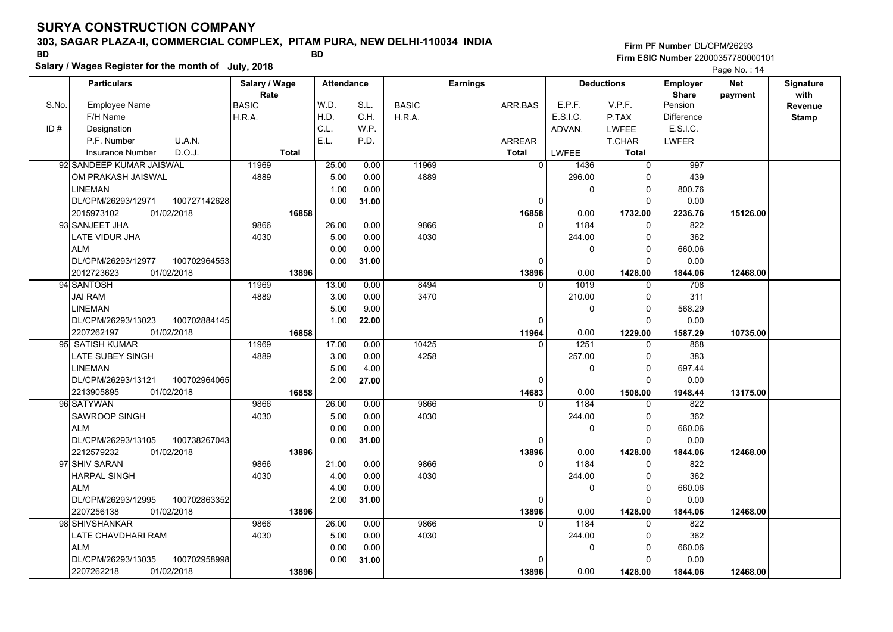# SURYA CONSTRUCTION COMPANY

**303, SAGAR PLAZA-II, COMMERCIAL COMPLEX, PITAM PURA, NEW DELHI-110034 INDIA**

BD BD

**Salary / Wages Register for the month of July, 2018**

**Firm PF Number** DL/CPM/26293
**Firm ESIC Number** 22000357780000101

Page No. : 14

| S.No. | Particulars<br>Employee Name<br>F/H Name<br>Designation<br>P.F. Number U.A.N.<br>Insurance Number D.O.J. | Salary / Wage Rate<br>BASIC<br>H.R.A.<br><br><br>Total | Attendance<br>W.D.<br>H.D.<br>C.L.<br>E.L. | <br>S.L.<br>C.H.<br>W.P.<br>P.D. | Earnings<br>BASIC<br>H.R.A. | <br>ARR.BAS<br><br><br>ARREAR<br>Total | Deductions<br>E.P.F.<br>E.S.I.C.<br>ADVAN.<br><br>LWFEE | <br>V.P.F.<br>P.TAX<br>LWFEE<br>T.CHAR<br>Total | Employer Share<br>Pension<br>Difference<br>E.S.I.C.<br>LWFER | Net payment | Signature with Revenue Stamp |
|---|---|---|---|---|---|---|---|---|---|---|---|
| 92 | SANDEEP KUMAR JAISWAL<br>OM PRAKASH JAISWAL<br>LINEMAN<br>DL/CPM/26293/12971 100727142628<br>2015973102 01/02/2018 | 11969<br>4889<br><br><br>16858 | 25.00<br>5.00<br>1.00<br>0.00 | 0.00<br>0.00<br>0.00<br>31.00 | 11969<br>4889 | 0<br><br><br>0<br>16858 | 1436<br>296.00<br>0<br><br>0.00 | 0<br>0<br>0<br>0<br>1732.00 | 997<br>439<br>800.76<br>0.00<br>2236.76 | 15126.00 | |
| 93 | SANJEET JHA<br>LATE VIDUR JHA<br>ALM<br>DL/CPM/26293/12977 100702964553<br>2012723623 01/02/2018 | 9866<br>4030<br><br><br>13896 | 26.00<br>5.00<br>0.00<br>0.00 | 0.00<br>0.00<br>0.00<br>31.00 | 9866<br>4030 | 0<br><br><br>0<br>13896 | 1184<br>244.00<br>0<br><br>0.00 | 0<br>0<br>0<br>0<br>1428.00 | 822<br>362<br>660.06<br>0.00<br>1844.06 | 12468.00 | |
| 94 | SANTOSH<br>JAI RAM<br>LINEMAN<br>DL/CPM/26293/13023 100702884145<br>2207262197 01/02/2018 | 11969<br>4889<br><br><br>16858 | 13.00<br>3.00<br>5.00<br>1.00 | 0.00<br>0.00<br>9.00<br>22.00 | 8494<br>3470 | 0<br><br><br>0<br>11964 | 1019<br>210.00<br>0<br><br>0.00 | 0<br>0<br>0<br>0<br>1229.00 | 708<br>311<br>568.29<br>0.00<br>1587.29 | 10735.00 | |
| 95 | SATISH KUMAR<br>LATE SUBEY SINGH<br>LINEMAN<br>DL/CPM/26293/13121 100702964065<br>2213905895 01/02/2018 | 11969<br>4889<br><br><br>16858 | 17.00<br>3.00<br>5.00<br>2.00 | 0.00<br>0.00<br>4.00<br>27.00 | 10425<br>4258 | 0<br><br><br>0<br>14683 | 1251<br>257.00<br>0<br><br>0.00 | 0<br>0<br>0<br>0<br>1508.00 | 868<br>383<br>697.44<br>0.00<br>1948.44 | 13175.00 | |
| 96 | SATYWAN<br>SAWROOP SINGH<br>ALM<br>DL/CPM/26293/13105 100738267043<br>2212579232 01/02/2018 | 9866<br>4030<br><br><br>13896 | 26.00<br>5.00<br>0.00<br>0.00 | 0.00<br>0.00<br>0.00<br>31.00 | 9866<br>4030 | 0<br><br><br>0<br>13896 | 1184<br>244.00<br>0<br><br>0.00 | 0<br>0<br>0<br>0<br>1428.00 | 822<br>362<br>660.06<br>0.00<br>1844.06 | 12468.00 | |
| 97 | SHIV SARAN<br>HARPAL SINGH<br>ALM<br>DL/CPM/26293/12995 100702863352<br>2207256138 01/02/2018 | 9866<br>4030<br><br><br>13896 | 21.00<br>4.00<br>4.00<br>2.00 | 0.00<br>0.00<br>0.00<br>31.00 | 9866<br>4030 | 0<br><br><br>0<br>13896 | 1184<br>244.00<br>0<br><br>0.00 | 0<br>0<br>0<br>0<br>1428.00 | 822<br>362<br>660.06<br>0.00<br>1844.06 | 12468.00 | |
| 98 | SHIVSHANKAR<br>LATE CHAVDHARI RAM<br>ALM<br>DL/CPM/26293/13035 100702958998<br>2207262218 01/02/2018 | 9866<br>4030<br><br><br>13896 | 26.00<br>5.00<br>0.00<br>0.00 | 0.00<br>0.00<br>0.00<br>31.00 | 9866<br>4030 | 0<br><br><br>0<br>13896 | 1184<br>244.00<br>0<br><br>0.00 | 0<br>0<br>0<br>0<br>1428.00 | 822<br>362<br>660.06<br>0.00<br>1844.06 | 12468.00 | |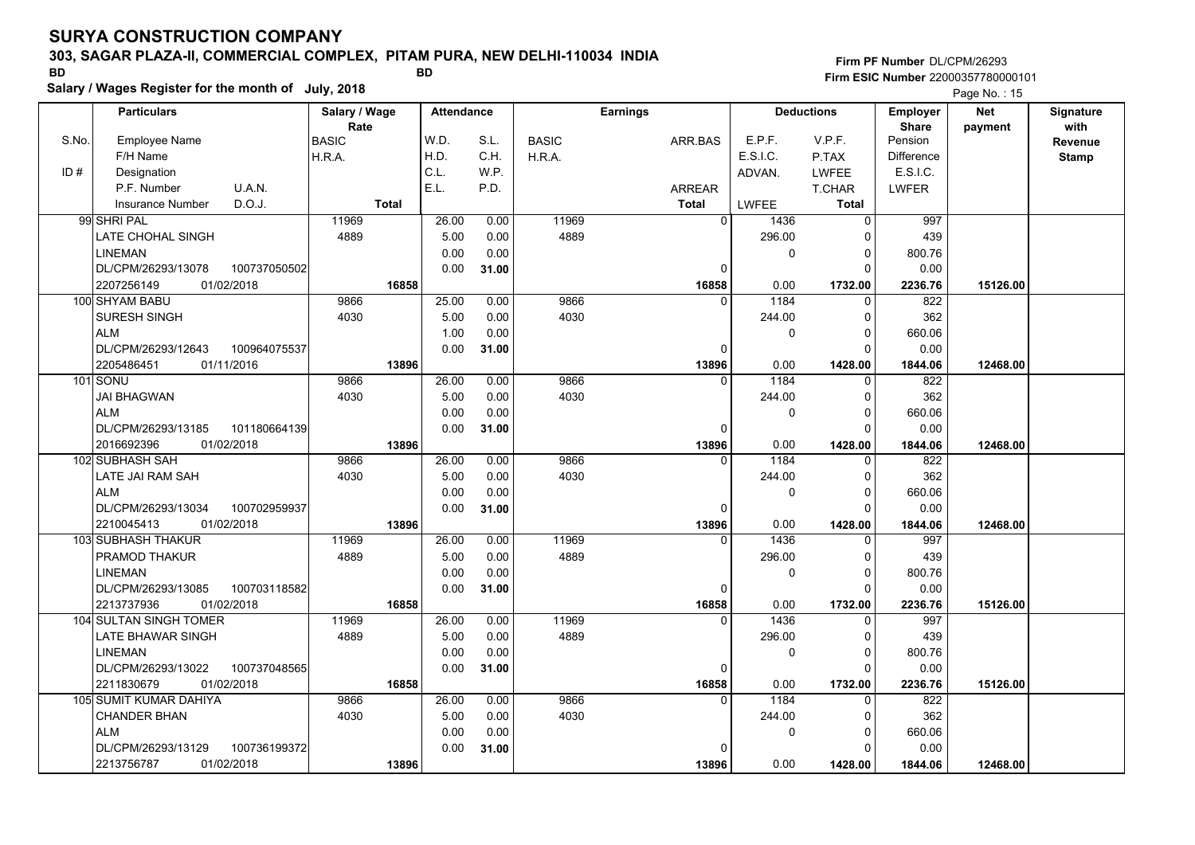# SURYA CONSTRUCTION COMPANY

**303, SAGAR PLAZA-II, COMMERCIAL COMPLEX, PITAM PURA, NEW DELHI-110034 INDIA**

BD BD

**Salary / Wages Register for the month of July, 2018**

**Firm PF Number** DL/CPM/26293
**Firm ESIC Number** 22000357780000101

Page No. : 15

| S.No. / ID # | Particulars: Employee Name / F/H Name / Designation / P.F. Number, U.A.N. / Insurance Number, D.O.J. | Salary / Wage Rate: BASIC / H.R.A. / Total | Attendance: W.D. / H.D. / C.L. / E.L. | Attendance: S.L. / C.H. / W.P. / P.D. | Earnings: BASIC / H.R.A. | Earnings: ARR.BAS / ARREAR / Total | Deductions: E.P.F. / E.S.I.C. / ADVAN. / LWFEE | Deductions: V.P.F. / P.TAX / LWFEE / T.CHAR / Total | Employer Share: Pension / Difference / E.S.I.C. / LWFER | Net payment | Signature with Revenue Stamp |
|---|---|---|---|---|---|---|---|---|---|---|---|
| 99 | SHRI PAL<br>LATE CHOHAL SINGH<br>LINEMAN<br>DL/CPM/26293/13078 100737050502<br>2207256149 01/02/2018 | 11969<br>4889<br>16858 | 26.00<br>5.00<br>0.00<br>0.00 | 0.00<br>0.00<br>0.00<br>31.00 | 11969<br>4889 | 0<br>0<br>16858 | 1436<br>296.00<br>0<br>0.00 | 0<br>0<br>0<br>0<br>1732.00 | 997<br>439<br>800.76<br>0.00<br>2236.76 | 15126.00 | |
| 100 | SHYAM BABU<br>SURESH SINGH<br>ALM<br>DL/CPM/26293/12643 100964075537<br>2205486451 01/11/2016 | 9866<br>4030<br>13896 | 25.00<br>5.00<br>1.00<br>0.00 | 0.00<br>0.00<br>0.00<br>31.00 | 9866<br>4030 | 0<br>0<br>13896 | 1184<br>244.00<br>0<br>0.00 | 0<br>0<br>0<br>0<br>1428.00 | 822<br>362<br>660.06<br>0.00<br>1844.06 | 12468.00 | |
| 101 | SONU<br>JAI BHAGWAN<br>ALM<br>DL/CPM/26293/13185 101180664139<br>2016692396 01/02/2018 | 9866<br>4030<br>13896 | 26.00<br>5.00<br>0.00<br>0.00 | 0.00<br>0.00<br>0.00<br>31.00 | 9866<br>4030 | 0<br>0<br>13896 | 1184<br>244.00<br>0<br>0.00 | 0<br>0<br>0<br>0<br>1428.00 | 822<br>362<br>660.06<br>0.00<br>1844.06 | 12468.00 | |
| 102 | SUBHASH SAH<br>LATE JAI RAM SAH<br>ALM<br>DL/CPM/26293/13034 100702959937<br>2210045413 01/02/2018 | 9866<br>4030<br>13896 | 26.00<br>5.00<br>0.00<br>0.00 | 0.00<br>0.00<br>0.00<br>31.00 | 9866<br>4030 | 0<br>0<br>13896 | 1184<br>244.00<br>0<br>0.00 | 0<br>0<br>0<br>0<br>1428.00 | 822<br>362<br>660.06<br>0.00<br>1844.06 | 12468.00 | |
| 103 | SUBHASH THAKUR<br>PRAMOD THAKUR<br>LINEMAN<br>DL/CPM/26293/13085 100703118582<br>2213737936 01/02/2018 | 11969<br>4889<br>16858 | 26.00<br>5.00<br>0.00<br>0.00 | 0.00<br>0.00<br>0.00<br>31.00 | 11969<br>4889 | 0<br>0<br>16858 | 1436<br>296.00<br>0<br>0.00 | 0<br>0<br>0<br>0<br>1732.00 | 997<br>439<br>800.76<br>0.00<br>2236.76 | 15126.00 | |
| 104 | SULTAN SINGH TOMER<br>LATE BHAWAR SINGH<br>LINEMAN<br>DL/CPM/26293/13022 100737048565<br>2211830679 01/02/2018 | 11969<br>4889<br>16858 | 26.00<br>5.00<br>0.00<br>0.00 | 0.00<br>0.00<br>0.00<br>31.00 | 11969<br>4889 | 0<br>0<br>16858 | 1436<br>296.00<br>0<br>0.00 | 0<br>0<br>0<br>0<br>1732.00 | 997<br>439<br>800.76<br>0.00<br>2236.76 | 15126.00 | |
| 105 | SUMIT KUMAR DAHIYA<br>CHANDER BHAN<br>ALM<br>DL/CPM/26293/13129 100736199372<br>2213756787 01/02/2018 | 9866<br>4030<br>13896 | 26.00<br>5.00<br>0.00<br>0.00 | 0.00<br>0.00<br>0.00<br>31.00 | 9866<br>4030 | 0<br>0<br>13896 | 1184<br>244.00<br>0<br>0.00 | 0<br>0<br>0<br>0<br>1428.00 | 822<br>362<br>660.06<br>0.00<br>1844.06 | 12468.00 | |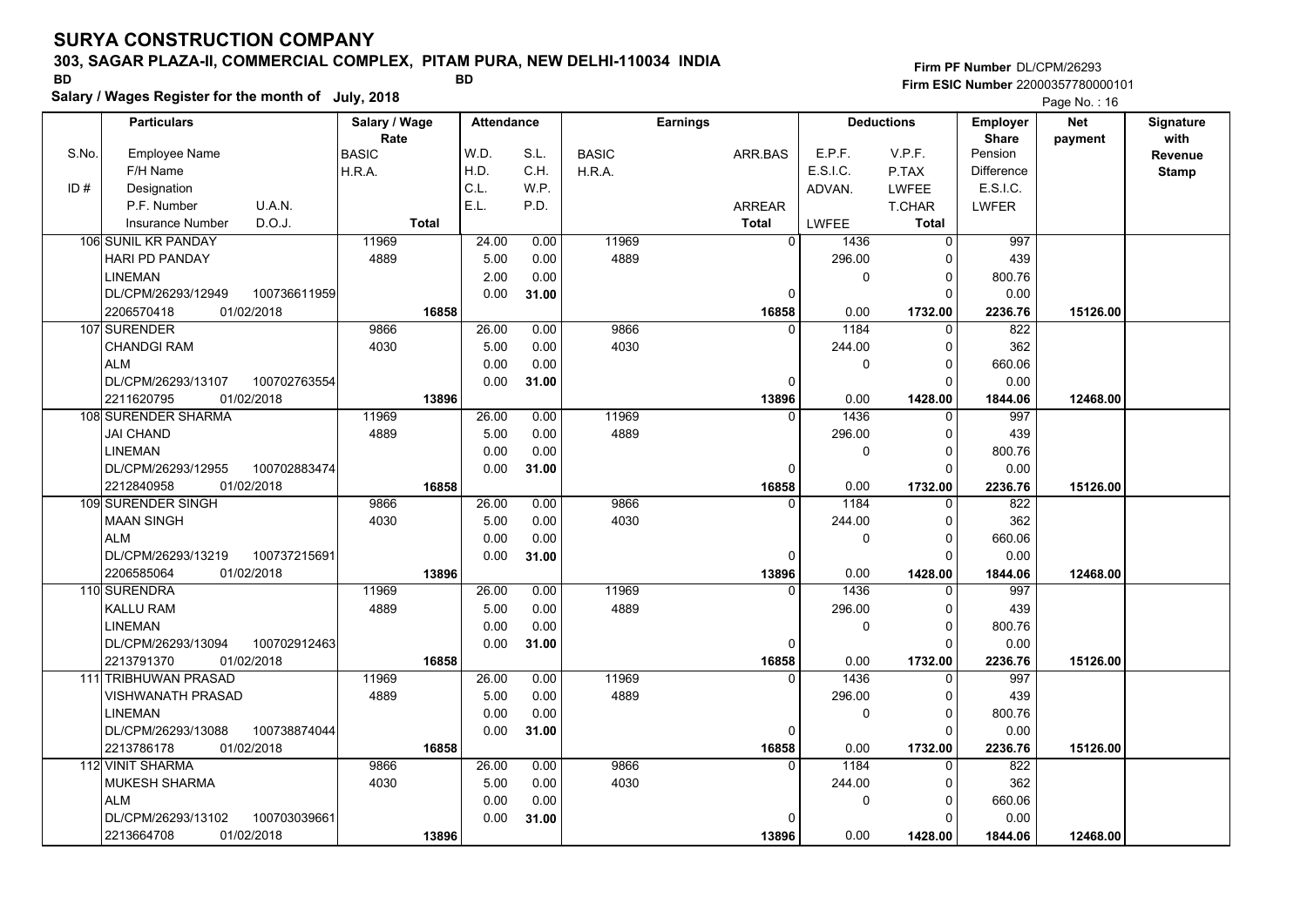# SURYA CONSTRUCTION COMPANY

**303, SAGAR PLAZA-II, COMMERCIAL COMPLEX, PITAM PURA, NEW DELHI-110034 INDIA**

BD BD

**Salary / Wages Register for the month of July, 2018**

Firm PF Number DL/CPM/26293
Firm ESIC Number 22000357780000101

| S.No. / ID # | Employee Name / F/H Name / Designation / P.F. Number / U.A.N. / Insurance Number / D.O.J. | Salary / Wage Rate: BASIC / H.R.A. / Total | Attendance: W.D. / H.D. / C.L. / E.L. | S.L. / C.H. / W.P. / P.D. | Earnings: BASIC / H.R.A. | ARR.BAS / ARREAR / Total | Deductions: E.P.F. / E.S.I.C. / ADVAN. / LWFEE | V.P.F. / P.TAX / LWFEE / T.CHAR / Total | Employer Share: Pension / Difference / E.S.I.C. / LWFER | Net payment | Signature with Revenue Stamp |
|---|---|---|---|---|---|---|---|---|---|---|---|
| 106 | SUNIL KR PANDAY / HARI PD PANDAY / LINEMAN / DL/CPM/26293/12949 100736611959 / 2206570418 01/02/2018 | 11969 / 4889 / 16858 | 24.00 / 5.00 / 2.00 / 0.00 | 0.00 / 0.00 / 0.00 / 31.00 | 11969 / 4889 | 0 / 0 / 16858 | 1436 / 296.00 / 0 / 0.00 | 0 / 0 / 0 / 0 / 1732.00 | 997 / 439 / 800.76 / 0.00 / 2236.76 | 15126.00 | |
| 107 | SURENDER / CHANDGI RAM / ALM / DL/CPM/26293/13107 100702763554 / 2211620795 01/02/2018 | 9866 / 4030 / 13896 | 26.00 / 5.00 / 0.00 / 0.00 | 0.00 / 0.00 / 0.00 / 31.00 | 9866 / 4030 | 0 / 0 / 13896 | 1184 / 244.00 / 0 / 0.00 | 0 / 0 / 0 / 0 / 1428.00 | 822 / 362 / 660.06 / 0.00 / 1844.06 | 12468.00 | |
| 108 | SURENDER SHARMA / JAI CHAND / LINEMAN / DL/CPM/26293/12955 100702883474 / 2212840958 01/02/2018 | 11969 / 4889 / 16858 | 26.00 / 5.00 / 0.00 / 0.00 | 0.00 / 0.00 / 0.00 / 31.00 | 11969 / 4889 | 0 / 0 / 16858 | 1436 / 296.00 / 0 / 0.00 | 0 / 0 / 0 / 0 / 1732.00 | 997 / 439 / 800.76 / 0.00 / 2236.76 | 15126.00 | |
| 109 | SURENDER SINGH / MAAN SINGH / ALM / DL/CPM/26293/13219 100737215691 / 2206585064 01/02/2018 | 9866 / 4030 / 13896 | 26.00 / 5.00 / 0.00 / 0.00 | 0.00 / 0.00 / 0.00 / 31.00 | 9866 / 4030 | 0 / 0 / 13896 | 1184 / 244.00 / 0 / 0.00 | 0 / 0 / 0 / 0 / 1428.00 | 822 / 362 / 660.06 / 0.00 / 1844.06 | 12468.00 | |
| 110 | SURENDRA / KALLU RAM / LINEMAN / DL/CPM/26293/13094 100702912463 / 2213791370 01/02/2018 | 11969 / 4889 / 16858 | 26.00 / 5.00 / 0.00 / 0.00 | 0.00 / 0.00 / 0.00 / 31.00 | 11969 / 4889 | 0 / 0 / 16858 | 1436 / 296.00 / 0 / 0.00 | 0 / 0 / 0 / 0 / 1732.00 | 997 / 439 / 800.76 / 0.00 / 2236.76 | 15126.00 | |
| 111 | TRIBHUWAN PRASAD / VISHWANATH PRASAD / LINEMAN / DL/CPM/26293/13088 100738874044 / 2213786178 01/02/2018 | 11969 / 4889 / 16858 | 26.00 / 5.00 / 0.00 / 0.00 | 0.00 / 0.00 / 0.00 / 31.00 | 11969 / 4889 | 0 / 0 / 16858 | 1436 / 296.00 / 0 / 0.00 | 0 / 0 / 0 / 0 / 1732.00 | 997 / 439 / 800.76 / 0.00 / 2236.76 | 15126.00 | |
| 112 | VINIT SHARMA / MUKESH SHARMA / ALM / DL/CPM/26293/13102 100703039661 / 2213664708 01/02/2018 | 9866 / 4030 / 13896 | 26.00 / 5.00 / 0.00 / 0.00 | 0.00 / 0.00 / 0.00 / 31.00 | 9866 / 4030 | 0 / 0 / 13896 | 1184 / 244.00 / 0 / 0.00 | 0 / 0 / 0 / 0 / 1428.00 | 822 / 362 / 660.06 / 0.00 / 1844.06 | 12468.00 | |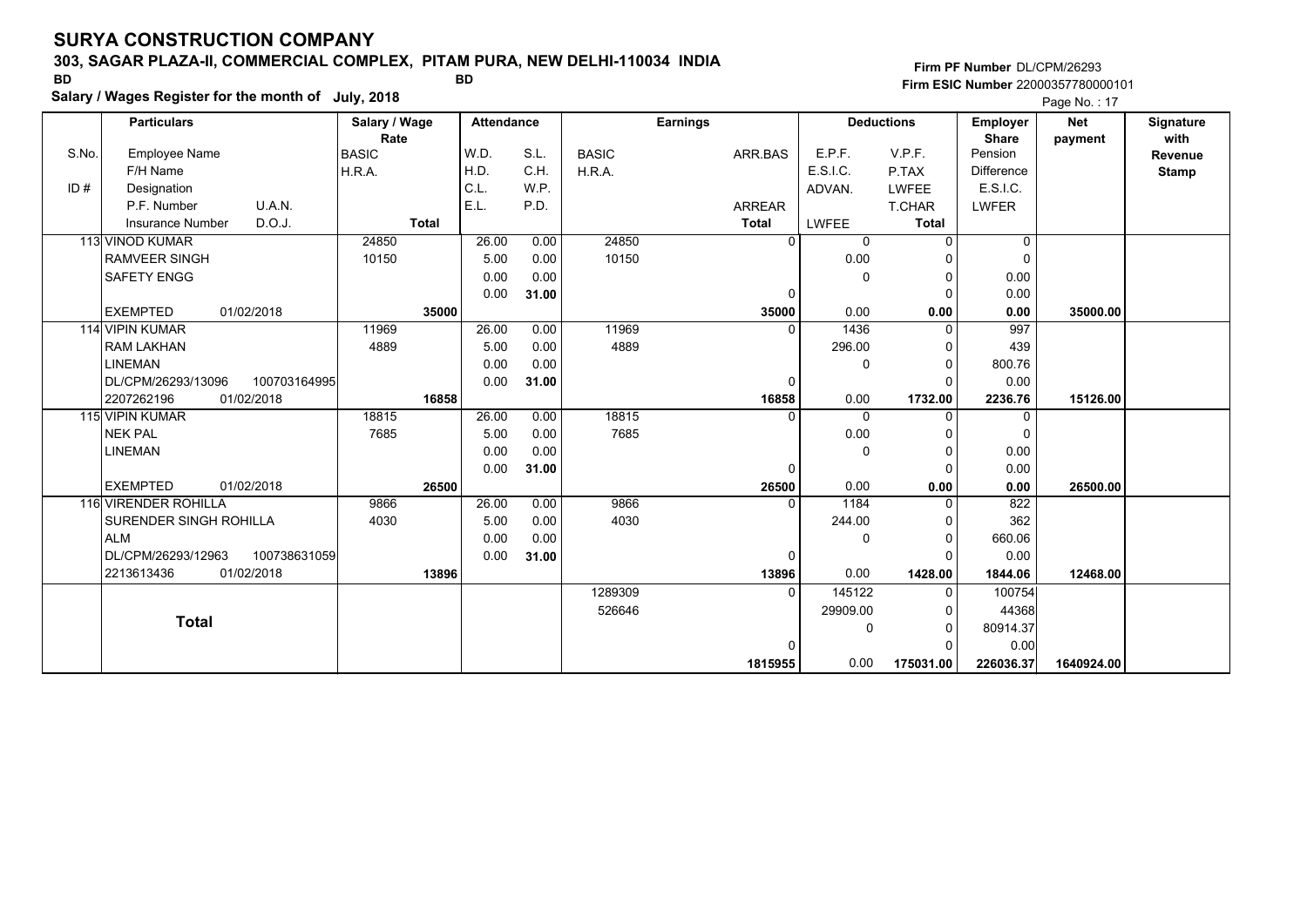# SURYA CONSTRUCTION COMPANY

**303, SAGAR PLAZA-II, COMMERCIAL COMPLEX, PITAM PURA, NEW DELHI-110034 INDIA**

BD BD

**Salary / Wages Register for the month of July, 2018**

**Firm PF Number** DL/CPM/26293

**Firm ESIC Number** 22000357780000101

Page No. : 17

| S.No. / ID # | Particulars: Employee Name / F/H Name / Designation / P.F. Number, U.A.N. / Insurance Number, D.O.J. | Salary / Wage Rate: BASIC / H.R.A. / Total | Attendance: W.D. / H.D. / C.L. / E.L. | Attendance: S.L. / C.H. / W.P. / P.D. | Earnings: BASIC / H.R.A. | Earnings: ARR.BAS / ARREAR / Total | Deductions: E.P.F. / E.S.I.C. / ADVAN. / LWFEE | Deductions: V.P.F. / P.TAX / LWFEE / T.CHAR / Total | Employer Share: Pension / Difference / E.S.I.C. / LWFER | Net payment | Signature with Revenue Stamp |
|---|---|---|---|---|---|---|---|---|---|---|---|
| 113 | VINOD KUMAR | 24850 | 26.00 | 0.00 | 24850 | 0 | 0 | 0 | 0 | | |
| | RAMVEER SINGH | 10150 | 5.00 | 0.00 | 10150 | | 0.00 | 0 | 0 | | |
| | SAFETY ENGG | | 0.00 | 0.00 | | | 0 | 0 | 0.00 | | |
| | | | 0.00 | 31.00 | | 0 | | 0 | 0.00 | | |
| | EXEMPTED 01/02/2018 | 35000 | | | | 35000 | 0.00 | 0.00 | 0.00 | 35000.00 | |
| 114 | VIPIN KUMAR | 11969 | 26.00 | 0.00 | 11969 | 0 | 1436 | 0 | 997 | | |
| | RAM LAKHAN | 4889 | 5.00 | 0.00 | 4889 | | 296.00 | 0 | 439 | | |
| | LINEMAN | | 0.00 | 0.00 | | | 0 | 0 | 800.76 | | |
| | DL/CPM/26293/13096 100703164995 | | 0.00 | 31.00 | | 0 | | 0 | 0.00 | | |
| | 2207262196 01/02/2018 | 16858 | | | | 16858 | 0.00 | 1732.00 | 2236.76 | 15126.00 | |
| 115 | VIPIN KUMAR | 18815 | 26.00 | 0.00 | 18815 | 0 | 0 | 0 | 0 | | |
| | NEK PAL | 7685 | 5.00 | 0.00 | 7685 | | 0.00 | 0 | 0 | | |
| | LINEMAN | | 0.00 | 0.00 | | | 0 | 0 | 0.00 | | |
| | | | 0.00 | 31.00 | | 0 | | 0 | 0.00 | | |
| | EXEMPTED 01/02/2018 | 26500 | | | | 26500 | 0.00 | 0.00 | 0.00 | 26500.00 | |
| 116 | VIRENDER ROHILLA | 9866 | 26.00 | 0.00 | 9866 | 0 | 1184 | 0 | 822 | | |
| | SURENDER SINGH ROHILLA | 4030 | 5.00 | 0.00 | 4030 | | 244.00 | 0 | 362 | | |
| | ALM | | 0.00 | 0.00 | | | 0 | 0 | 660.06 | | |
| | DL/CPM/26293/12963 100738631059 | | 0.00 | 31.00 | | 0 | | 0 | 0.00 | | |
| | 2213613436 01/02/2018 | 13896 | | | | 13896 | 0.00 | 1428.00 | 1844.06 | 12468.00 | |
| | **Total** | | | | 1289309 | 0 | 145122 | 0 | 100754 | | |
| | | | | | 526646 | | 29909.00 | 0 | 44368 | | |
| | | | | | | | 0 | 0 | 80914.37 | | |
| | | | | | | 0 | | 0 | 0.00 | | |
| | | | | | | 1815955 | 0.00 | 175031.00 | 226036.37 | 1640924.00 | |